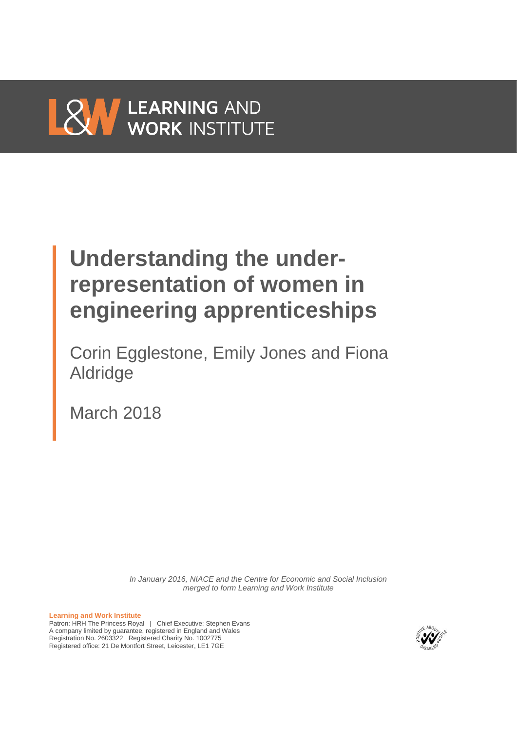LEARNING AND WORK INSTITUTE

# Understanding the under-representation of women in engineering apprenticeships

Corin Egglestone, Emily Jones and Fiona Aldridge

March 2018

*In January 2016, NIACE and the Centre for Economic and Social Inclusion merged to form Learning and Work Institute*

**Learning and Work Institute**
Patron: HRH The Princess Royal | Chief Executive: Stephen Evans
A company limited by guarantee, registered in England and Wales
Registration No. 2603322 Registered Charity No. 1002775
Registered office: 21 De Montfort Street, Leicester, LE1 7GE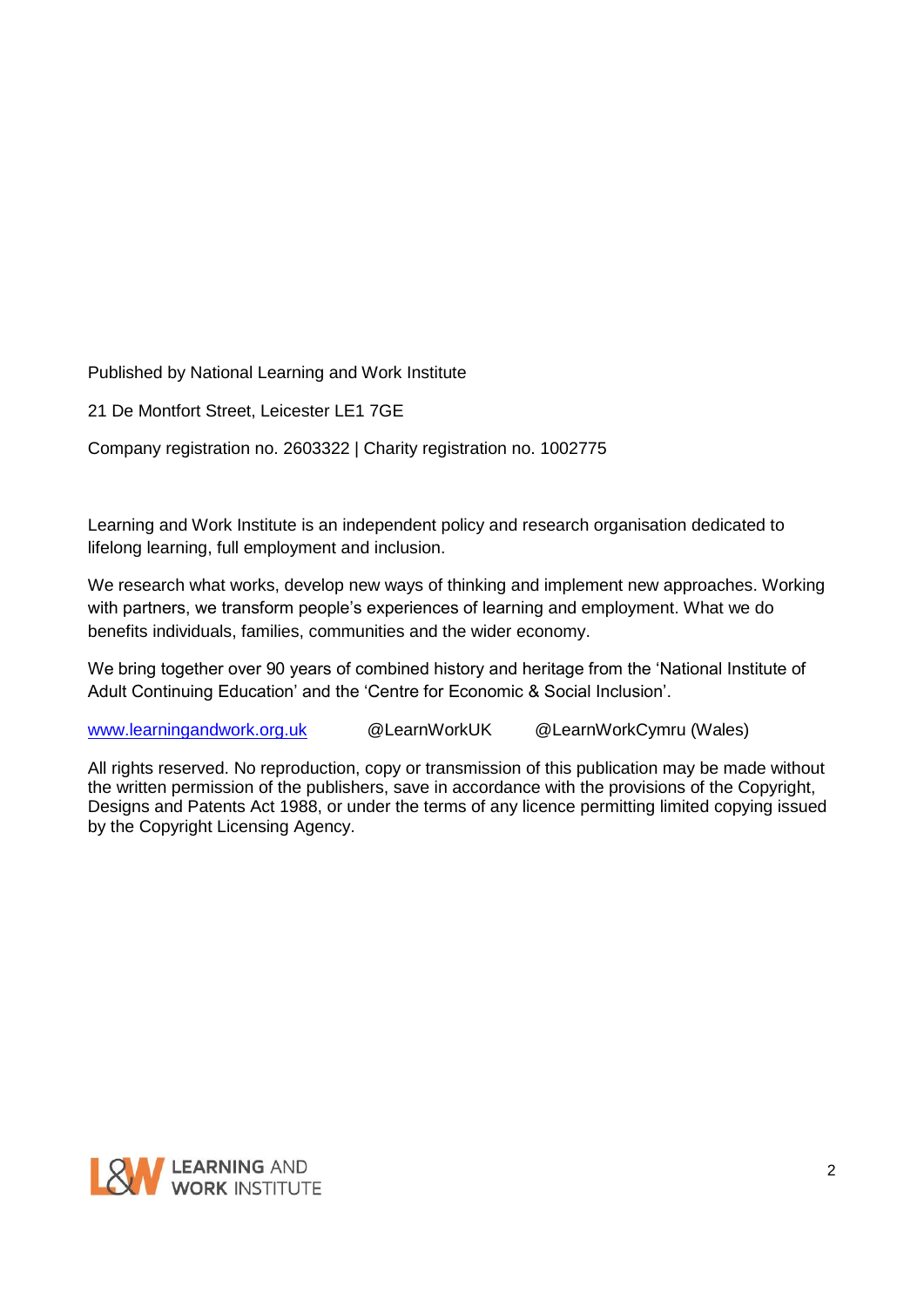Published by National Learning and Work Institute

21 De Montfort Street, Leicester LE1 7GE

Company registration no. 2603322 | Charity registration no. 1002775

Learning and Work Institute is an independent policy and research organisation dedicated to lifelong learning, full employment and inclusion.

We research what works, develop new ways of thinking and implement new approaches. Working with partners, we transform people's experiences of learning and employment. What we do benefits individuals, families, communities and the wider economy.

We bring together over 90 years of combined history and heritage from the 'National Institute of Adult Continuing Education' and the 'Centre for Economic & Social Inclusion'.

[www.learningandwork.org.uk](http://www.learningandwork.org.uk) @LearnWorkUK @LearnWorkCymru (Wales)

All rights reserved. No reproduction, copy or transmission of this publication may be made without the written permission of the publishers, save in accordance with the provisions of the Copyright, Designs and Patents Act 1988, or under the terms of any licence permitting limited copying issued by the Copyright Licensing Agency.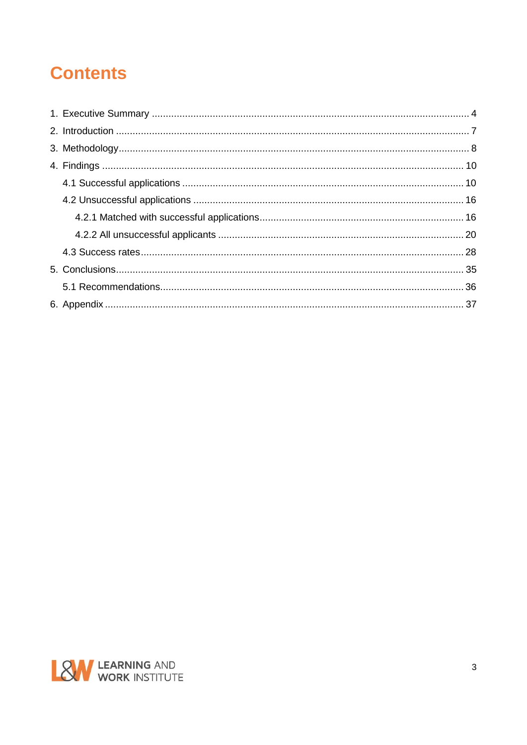# Contents

1. Executive Summary ........ 4
2. Introduction ........ 7
3. Methodology ........ 8
4. Findings ........ 10
   - 4.1 Successful applications ........ 10
   - 4.2 Unsuccessful applications ........ 16
     - 4.2.1 Matched with successful applications ........ 16
     - 4.2.2 All unsuccessful applicants ........ 20
   - 4.3 Success rates ........ 28
5. Conclusions ........ 35
   - 5.1 Recommendations ........ 36
6. Appendix ........ 37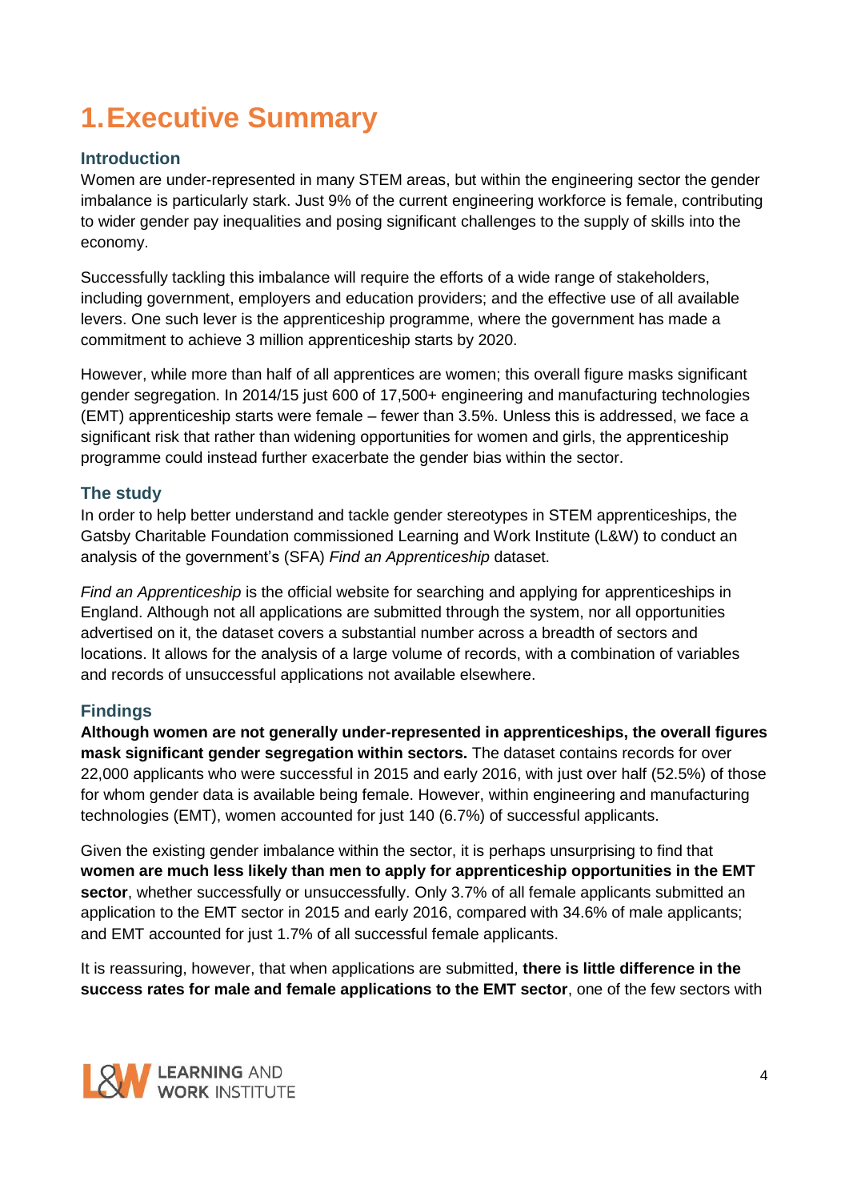# 1. Executive Summary

### Introduction

Women are under-represented in many STEM areas, but within the engineering sector the gender imbalance is particularly stark. Just 9% of the current engineering workforce is female, contributing to wider gender pay inequalities and posing significant challenges to the supply of skills into the economy.

Successfully tackling this imbalance will require the efforts of a wide range of stakeholders, including government, employers and education providers; and the effective use of all available levers. One such lever is the apprenticeship programme, where the government has made a commitment to achieve 3 million apprenticeship starts by 2020.

However, while more than half of all apprentices are women; this overall figure masks significant gender segregation. In 2014/15 just 600 of 17,500+ engineering and manufacturing technologies (EMT) apprenticeship starts were female – fewer than 3.5%. Unless this is addressed, we face a significant risk that rather than widening opportunities for women and girls, the apprenticeship programme could instead further exacerbate the gender bias within the sector.

### The study

In order to help better understand and tackle gender stereotypes in STEM apprenticeships, the Gatsby Charitable Foundation commissioned Learning and Work Institute (L&W) to conduct an analysis of the government's (SFA) *Find an Apprenticeship* dataset.

*Find an Apprenticeship* is the official website for searching and applying for apprenticeships in England. Although not all applications are submitted through the system, nor all opportunities advertised on it, the dataset covers a substantial number across a breadth of sectors and locations. It allows for the analysis of a large volume of records, with a combination of variables and records of unsuccessful applications not available elsewhere.

### Findings

**Although women are not generally under-represented in apprenticeships, the overall figures mask significant gender segregation within sectors.** The dataset contains records for over 22,000 applicants who were successful in 2015 and early 2016, with just over half (52.5%) of those for whom gender data is available being female. However, within engineering and manufacturing technologies (EMT), women accounted for just 140 (6.7%) of successful applicants.

Given the existing gender imbalance within the sector, it is perhaps unsurprising to find that **women are much less likely than men to apply for apprenticeship opportunities in the EMT sector**, whether successfully or unsuccessfully. Only 3.7% of all female applicants submitted an application to the EMT sector in 2015 and early 2016, compared with 34.6% of male applicants; and EMT accounted for just 1.7% of all successful female applicants.

It is reassuring, however, that when applications are submitted, **there is little difference in the success rates for male and female applications to the EMT sector**, one of the few sectors with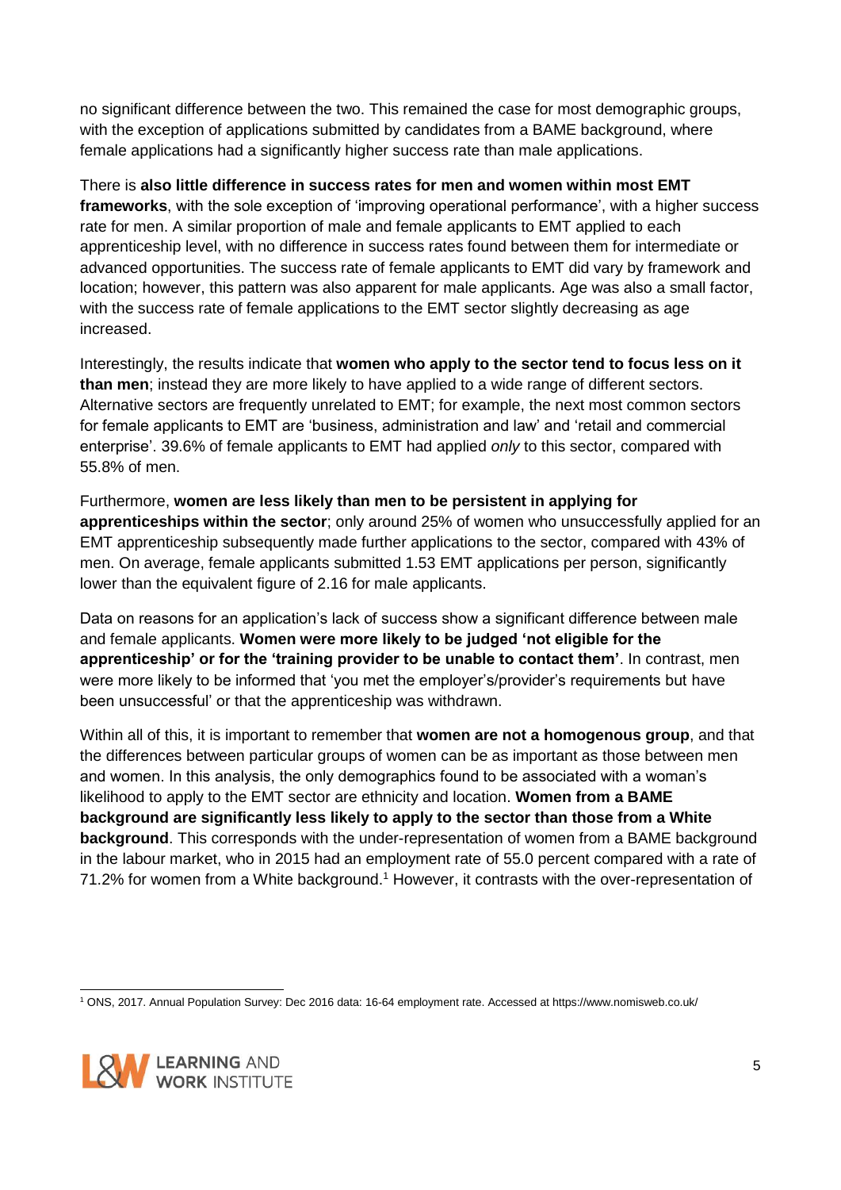no significant difference between the two. This remained the case for most demographic groups, with the exception of applications submitted by candidates from a BAME background, where female applications had a significantly higher success rate than male applications.

There is **also little difference in success rates for men and women within most EMT frameworks**, with the sole exception of 'improving operational performance', with a higher success rate for men. A similar proportion of male and female applicants to EMT applied to each apprenticeship level, with no difference in success rates found between them for intermediate or advanced opportunities. The success rate of female applicants to EMT did vary by framework and location; however, this pattern was also apparent for male applicants. Age was also a small factor, with the success rate of female applications to the EMT sector slightly decreasing as age increased.

Interestingly, the results indicate that **women who apply to the sector tend to focus less on it than men**; instead they are more likely to have applied to a wide range of different sectors. Alternative sectors are frequently unrelated to EMT; for example, the next most common sectors for female applicants to EMT are 'business, administration and law' and 'retail and commercial enterprise'. 39.6% of female applicants to EMT had applied *only* to this sector, compared with 55.8% of men.

Furthermore, **women are less likely than men to be persistent in applying for apprenticeships within the sector**; only around 25% of women who unsuccessfully applied for an EMT apprenticeship subsequently made further applications to the sector, compared with 43% of men. On average, female applicants submitted 1.53 EMT applications per person, significantly lower than the equivalent figure of 2.16 for male applicants.

Data on reasons for an application's lack of success show a significant difference between male and female applicants. **Women were more likely to be judged 'not eligible for the apprenticeship' or for the 'training provider to be unable to contact them'**. In contrast, men were more likely to be informed that 'you met the employer's/provider's requirements but have been unsuccessful' or that the apprenticeship was withdrawn.

Within all of this, it is important to remember that **women are not a homogenous group**, and that the differences between particular groups of women can be as important as those between men and women. In this analysis, the only demographics found to be associated with a woman's likelihood to apply to the EMT sector are ethnicity and location. **Women from a BAME background are significantly less likely to apply to the sector than those from a White background**. This corresponds with the under-representation of women from a BAME background in the labour market, who in 2015 had an employment rate of 55.0 percent compared with a rate of 71.2% for women from a White background.[1] However, it contrasts with the over-representation of

[1] ONS, 2017. Annual Population Survey: Dec 2016 data: 16-64 employment rate. Accessed at https://www.nomisweb.co.uk/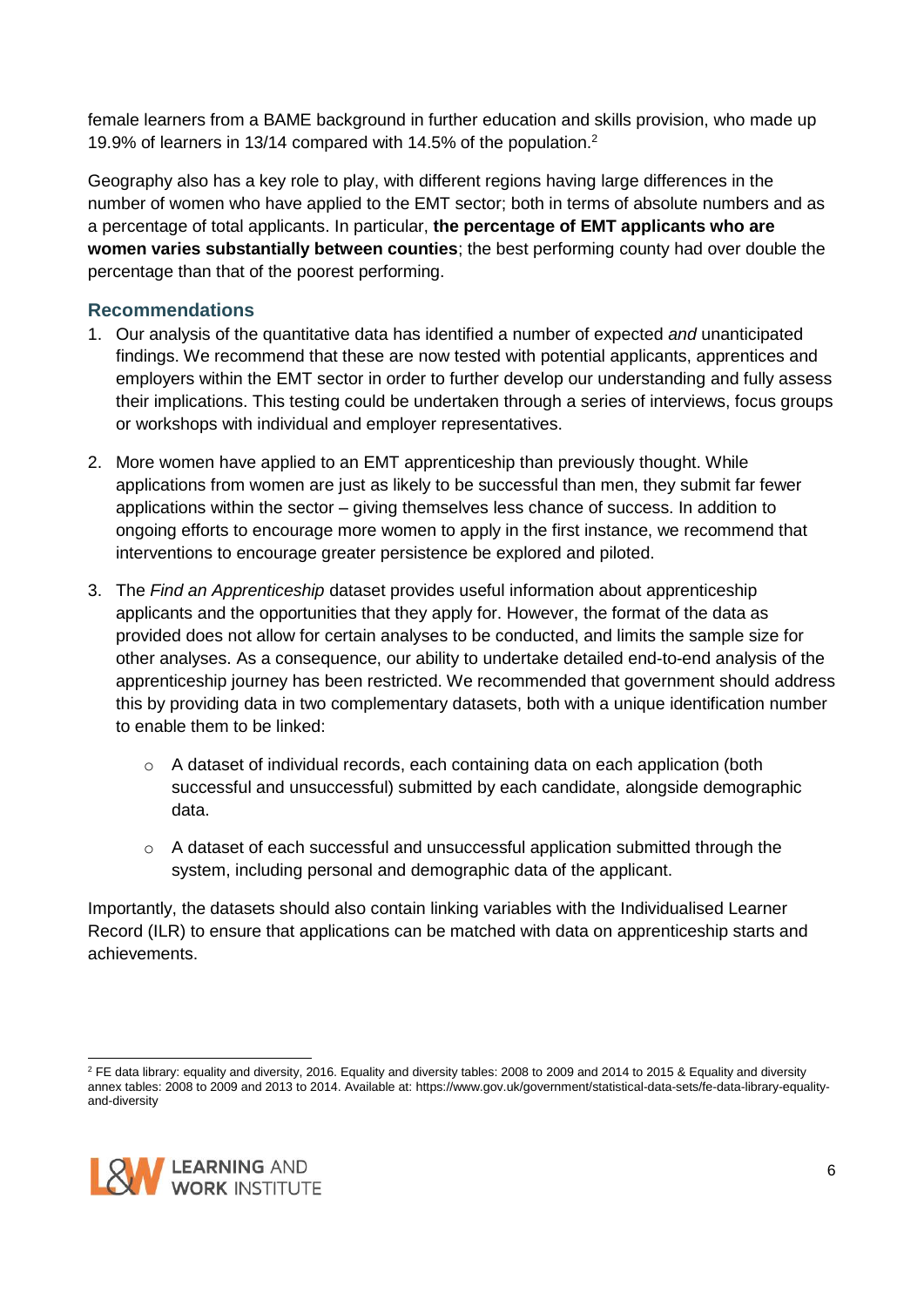female learners from a BAME background in further education and skills provision, who made up 19.9% of learners in 13/14 compared with 14.5% of the population.[2]

Geography also has a key role to play, with different regions having large differences in the number of women who have applied to the EMT sector; both in terms of absolute numbers and as a percentage of total applicants. In particular, **the percentage of EMT applicants who are women varies substantially between counties**; the best performing county had over double the percentage than that of the poorest performing.

## Recommendations

1. Our analysis of the quantitative data has identified a number of expected *and* unanticipated findings. We recommend that these are now tested with potential applicants, apprentices and employers within the EMT sector in order to further develop our understanding and fully assess their implications. This testing could be undertaken through a series of interviews, focus groups or workshops with individual and employer representatives.

2. More women have applied to an EMT apprenticeship than previously thought. While applications from women are just as likely to be successful than men, they submit far fewer applications within the sector – giving themselves less chance of success. In addition to ongoing efforts to encourage more women to apply in the first instance, we recommend that interventions to encourage greater persistence be explored and piloted.

3. The *Find an Apprenticeship* dataset provides useful information about apprenticeship applicants and the opportunities that they apply for. However, the format of the data as provided does not allow for certain analyses to be conducted, and limits the sample size for other analyses. As a consequence, our ability to undertake detailed end-to-end analysis of the apprenticeship journey has been restricted. We recommended that government should address this by providing data in two complementary datasets, both with a unique identification number to enable them to be linked:

    - A dataset of individual records, each containing data on each application (both successful and unsuccessful) submitted by each candidate, alongside demographic data.
    - A dataset of each successful and unsuccessful application submitted through the system, including personal and demographic data of the applicant.

Importantly, the datasets should also contain linking variables with the Individualised Learner Record (ILR) to ensure that applications can be matched with data on apprenticeship starts and achievements.

[2] FE data library: equality and diversity, 2016. Equality and diversity tables: 2008 to 2009 and 2014 to 2015 & Equality and diversity annex tables: 2008 to 2009 and 2013 to 2014. Available at: https://www.gov.uk/government/statistical-data-sets/fe-data-library-equality-and-diversity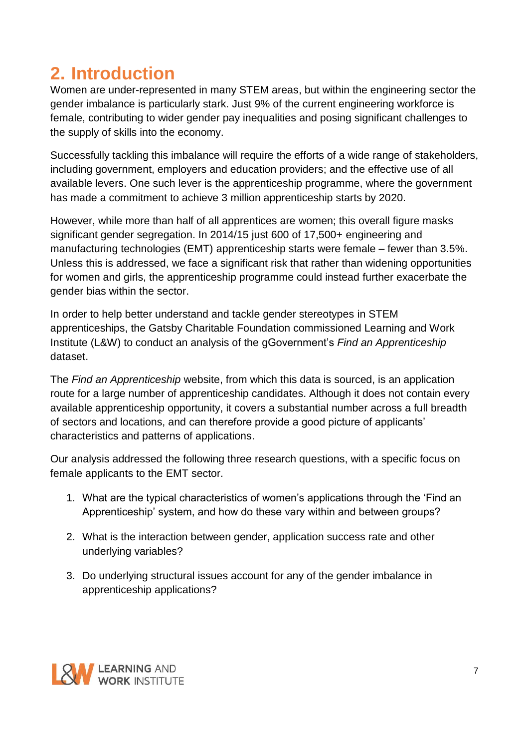# 2. Introduction

Women are under-represented in many STEM areas, but within the engineering sector the gender imbalance is particularly stark. Just 9% of the current engineering workforce is female, contributing to wider gender pay inequalities and posing significant challenges to the supply of skills into the economy.

Successfully tackling this imbalance will require the efforts of a wide range of stakeholders, including government, employers and education providers; and the effective use of all available levers. One such lever is the apprenticeship programme, where the government has made a commitment to achieve 3 million apprenticeship starts by 2020.

However, while more than half of all apprentices are women; this overall figure masks significant gender segregation. In 2014/15 just 600 of 17,500+ engineering and manufacturing technologies (EMT) apprenticeship starts were female – fewer than 3.5%. Unless this is addressed, we face a significant risk that rather than widening opportunities for women and girls, the apprenticeship programme could instead further exacerbate the gender bias within the sector.

In order to help better understand and tackle gender stereotypes in STEM apprenticeships, the Gatsby Charitable Foundation commissioned Learning and Work Institute (L&W) to conduct an analysis of the gGovernment's *Find an Apprenticeship* dataset.

The *Find an Apprenticeship* website, from which this data is sourced, is an application route for a large number of apprenticeship candidates. Although it does not contain every available apprenticeship opportunity, it covers a substantial number across a full breadth of sectors and locations, and can therefore provide a good picture of applicants' characteristics and patterns of applications.

Our analysis addressed the following three research questions, with a specific focus on female applicants to the EMT sector.

1. What are the typical characteristics of women's applications through the 'Find an Apprenticeship' system, and how do these vary within and between groups?

2. What is the interaction between gender, application success rate and other underlying variables?

3. Do underlying structural issues account for any of the gender imbalance in apprenticeship applications?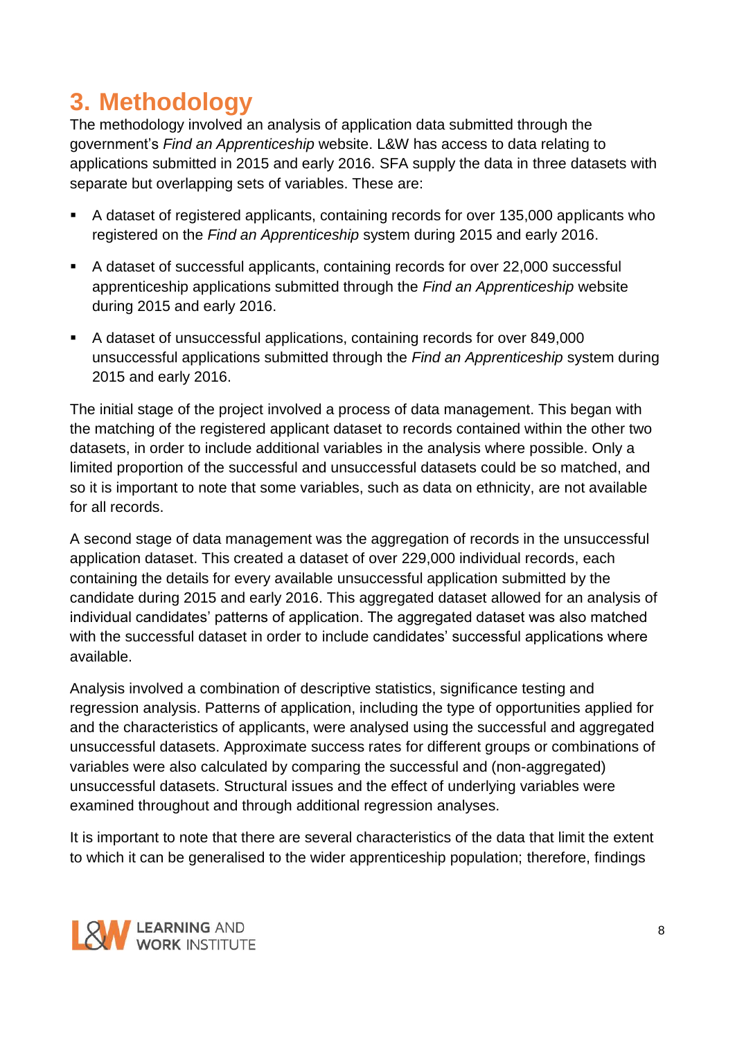# 3. Methodology

The methodology involved an analysis of application data submitted through the government's *Find an Apprenticeship* website. L&W has access to data relating to applications submitted in 2015 and early 2016. SFA supply the data in three datasets with separate but overlapping sets of variables. These are:

- A dataset of registered applicants, containing records for over 135,000 applicants who registered on the *Find an Apprenticeship* system during 2015 and early 2016.
- A dataset of successful applicants, containing records for over 22,000 successful apprenticeship applications submitted through the *Find an Apprenticeship* website during 2015 and early 2016.
- A dataset of unsuccessful applications, containing records for over 849,000 unsuccessful applications submitted through the *Find an Apprenticeship* system during 2015 and early 2016.

The initial stage of the project involved a process of data management. This began with the matching of the registered applicant dataset to records contained within the other two datasets, in order to include additional variables in the analysis where possible. Only a limited proportion of the successful and unsuccessful datasets could be so matched, and so it is important to note that some variables, such as data on ethnicity, are not available for all records.

A second stage of data management was the aggregation of records in the unsuccessful application dataset. This created a dataset of over 229,000 individual records, each containing the details for every available unsuccessful application submitted by the candidate during 2015 and early 2016. This aggregated dataset allowed for an analysis of individual candidates' patterns of application. The aggregated dataset was also matched with the successful dataset in order to include candidates' successful applications where available.

Analysis involved a combination of descriptive statistics, significance testing and regression analysis. Patterns of application, including the type of opportunities applied for and the characteristics of applicants, were analysed using the successful and aggregated unsuccessful datasets. Approximate success rates for different groups or combinations of variables were also calculated by comparing the successful and (non-aggregated) unsuccessful datasets. Structural issues and the effect of underlying variables were examined throughout and through additional regression analyses.

It is important to note that there are several characteristics of the data that limit the extent to which it can be generalised to the wider apprenticeship population; therefore, findings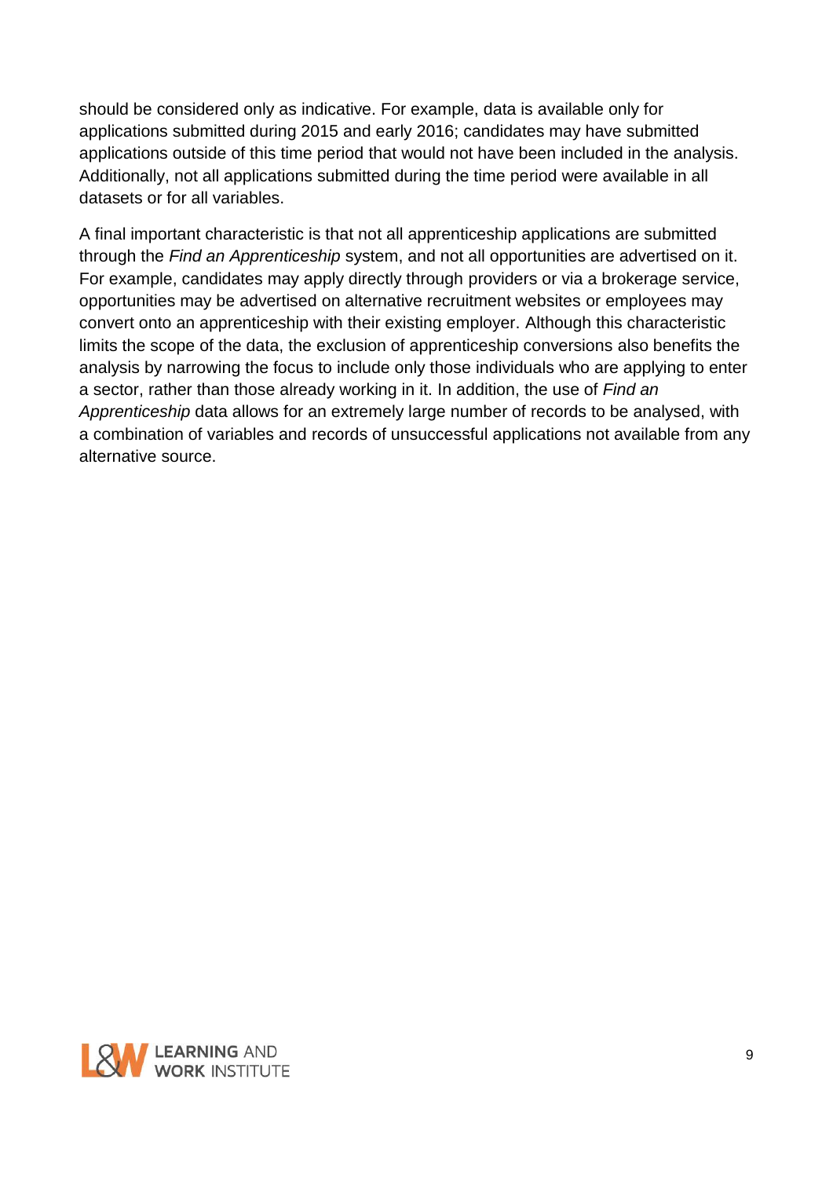should be considered only as indicative. For example, data is available only for applications submitted during 2015 and early 2016; candidates may have submitted applications outside of this time period that would not have been included in the analysis. Additionally, not all applications submitted during the time period were available in all datasets or for all variables.

A final important characteristic is that not all apprenticeship applications are submitted through the *Find an Apprenticeship* system, and not all opportunities are advertised on it. For example, candidates may apply directly through providers or via a brokerage service, opportunities may be advertised on alternative recruitment websites or employees may convert onto an apprenticeship with their existing employer. Although this characteristic limits the scope of the data, the exclusion of apprenticeship conversions also benefits the analysis by narrowing the focus to include only those individuals who are applying to enter a sector, rather than those already working in it. In addition, the use of *Find an Apprenticeship* data allows for an extremely large number of records to be analysed, with a combination of variables and records of unsuccessful applications not available from any alternative source.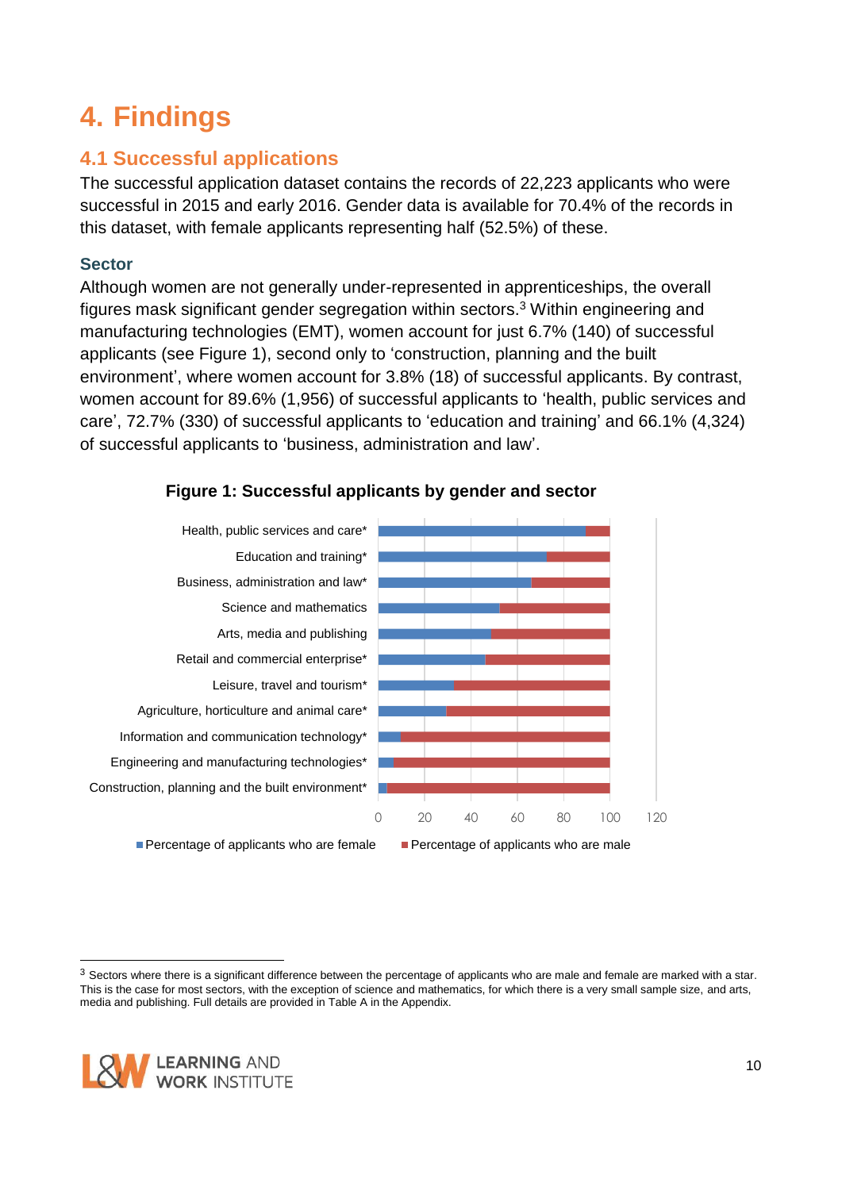# 4. Findings

## 4.1 Successful applications

The successful application dataset contains the records of 22,223 applicants who were successful in 2015 and early 2016. Gender data is available for 70.4% of the records in this dataset, with female applicants representing half (52.5%) of these.

### Sector

Although women are not generally under-represented in apprenticeships, the overall figures mask significant gender segregation within sectors.[3] Within engineering and manufacturing technologies (EMT), women account for just 6.7% (140) of successful applicants (see Figure 1), second only to 'construction, planning and the built environment', where women account for 3.8% (18) of successful applicants. By contrast, women account for 89.6% (1,956) of successful applicants to 'health, public services and care', 72.7% (330) of successful applicants to 'education and training' and 66.1% (4,324) of successful applicants to 'business, administration and law'.

**Figure 1: Successful applicants by gender and sector**

Health, public services and care*
Education and training*
Business, administration and law*
Science and mathematics
Arts, media and publishing
Retail and commercial enterprise*
Leisure, travel and tourism*
Agriculture, horticulture and animal care*
Information and communication technology*
Engineering and manufacturing technologies*
Construction, planning and the built environment*

0 20 40 60 80 100 120

Percentage of applicants who are female
Percentage of applicants who are male

[3] Sectors where there is a significant difference between the percentage of applicants who are male and female are marked with a star. This is the case for most sectors, with the exception of science and mathematics, for which there is a very small sample size, and arts, media and publishing. Full details are provided in Table A in the Appendix.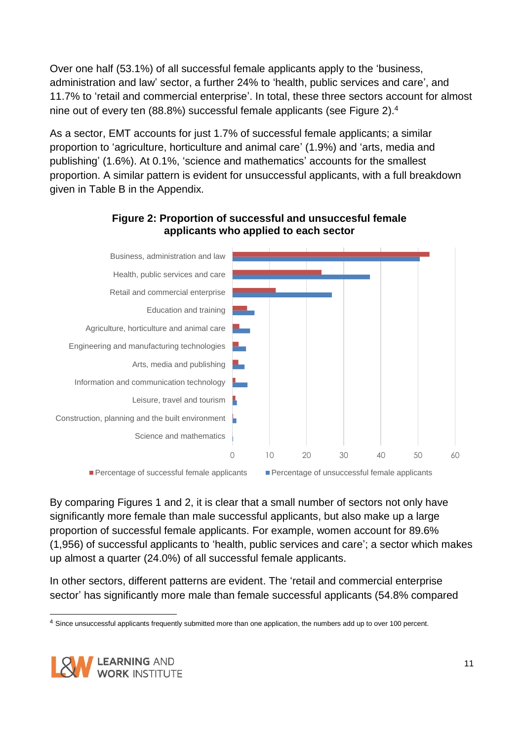Over one half (53.1%) of all successful female applicants apply to the 'business, administration and law' sector, a further 24% to 'health, public services and care', and 11.7% to 'retail and commercial enterprise'. In total, these three sectors account for almost nine out of every ten (88.8%) successful female applicants (see Figure 2).[4]

As a sector, EMT accounts for just 1.7% of successful female applicants; a similar proportion to 'agriculture, horticulture and animal care' (1.9%) and 'arts, media and publishing' (1.6%). At 0.1%, 'science and mathematics' accounts for the smallest proportion. A similar pattern is evident for unsuccessful applicants, with a full breakdown given in Table B in the Appendix.

**Figure 2: Proportion of successful and unsuccesful female applicants who applied to each sector**

Business, administration and law
Health, public services and care
Retail and commercial enterprise
Education and training
Agriculture, horticulture and animal care
Engineering and manufacturing technologies
Arts, media and publishing
Information and communication technology
Leisure, travel and tourism
Construction, planning and the built environment
Science and mathematics

0 10 20 30 40 50 60

Percentage of successful female applicants
Percentage of unsuccessful female applicants

By comparing Figures 1 and 2, it is clear that a small number of sectors not only have significantly more female than male successful applicants, but also make up a large proportion of successful female applicants. For example, women account for 89.6% (1,956) of successful applicants to 'health, public services and care'; a sector which makes up almost a quarter (24.0%) of all successful female applicants.

In other sectors, different patterns are evident. The 'retail and commercial enterprise sector' has significantly more male than female successful applicants (54.8% compared

[4] Since unsuccessful applicants frequently submitted more than one application, the numbers add up to over 100 percent.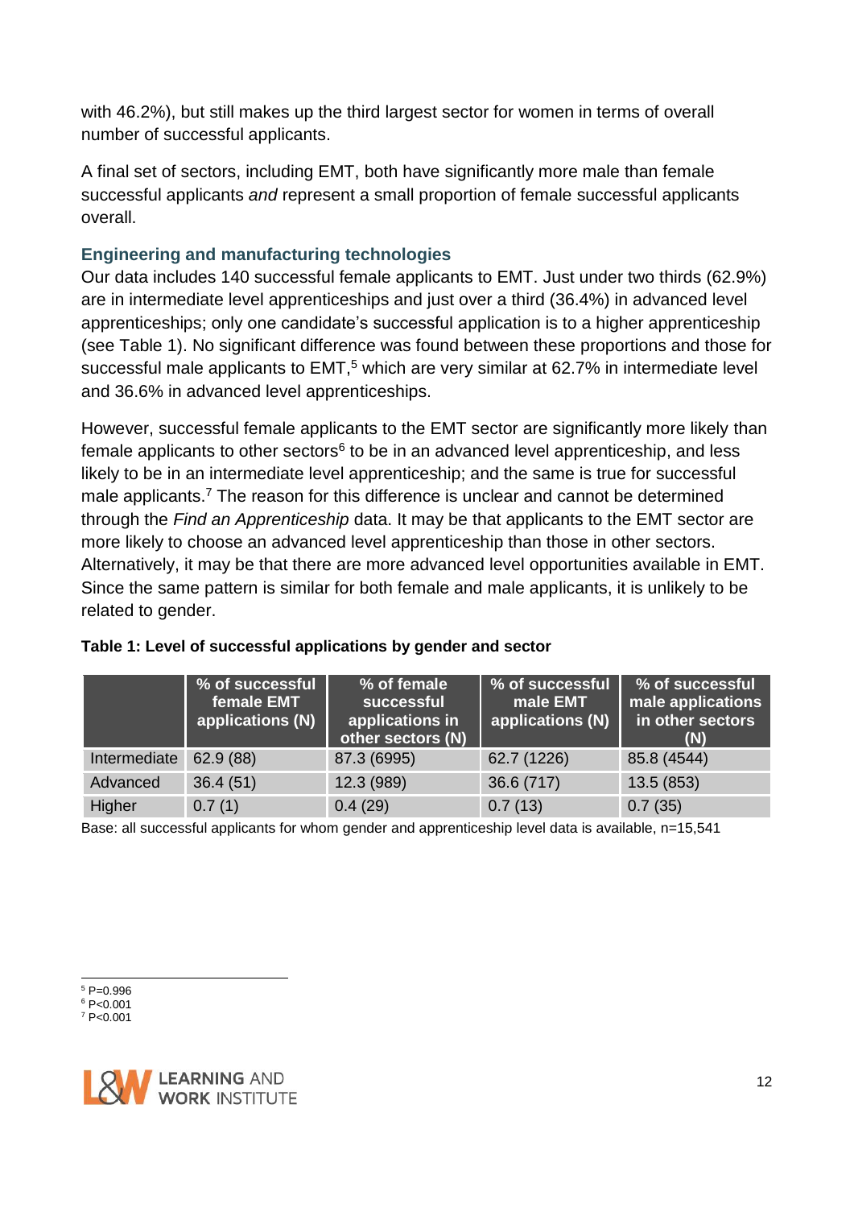with 46.2%), but still makes up the third largest sector for women in terms of overall number of successful applicants.

A final set of sectors, including EMT, both have significantly more male than female successful applicants *and* represent a small proportion of female successful applicants overall.

### Engineering and manufacturing technologies

Our data includes 140 successful female applicants to EMT. Just under two thirds (62.9%) are in intermediate level apprenticeships and just over a third (36.4%) in advanced level apprenticeships; only one candidate's successful application is to a higher apprenticeship (see Table 1). No significant difference was found between these proportions and those for successful male applicants to EMT,[5] which are very similar at 62.7% in intermediate level and 36.6% in advanced level apprenticeships.

However, successful female applicants to the EMT sector are significantly more likely than female applicants to other sectors[6] to be in an advanced level apprenticeship, and less likely to be in an intermediate level apprenticeship; and the same is true for successful male applicants.[7] The reason for this difference is unclear and cannot be determined through the *Find an Apprenticeship* data. It may be that applicants to the EMT sector are more likely to choose an advanced level apprenticeship than those in other sectors. Alternatively, it may be that there are more advanced level opportunities available in EMT. Since the same pattern is similar for both female and male applicants, it is unlikely to be related to gender.

**Table 1: Level of successful applications by gender and sector**

| | % of successful female EMT applications (N) | % of female successful applications in other sectors (N) | % of successful male EMT applications (N) | % of successful male applications in other sectors (N) |
|---|---|---|---|---|
| Intermediate | 62.9 (88) | 87.3 (6995) | 62.7 (1226) | 85.8 (4544) |
| Advanced | 36.4 (51) | 12.3 (989) | 36.6 (717) | 13.5 (853) |
| Higher | 0.7 (1) | 0.4 (29) | 0.7 (13) | 0.7 (35) |

Base: all successful applicants for whom gender and apprenticeship level data is available, n=15,541

[5] P=0.996
[6] P<0.001
[7] P<0.001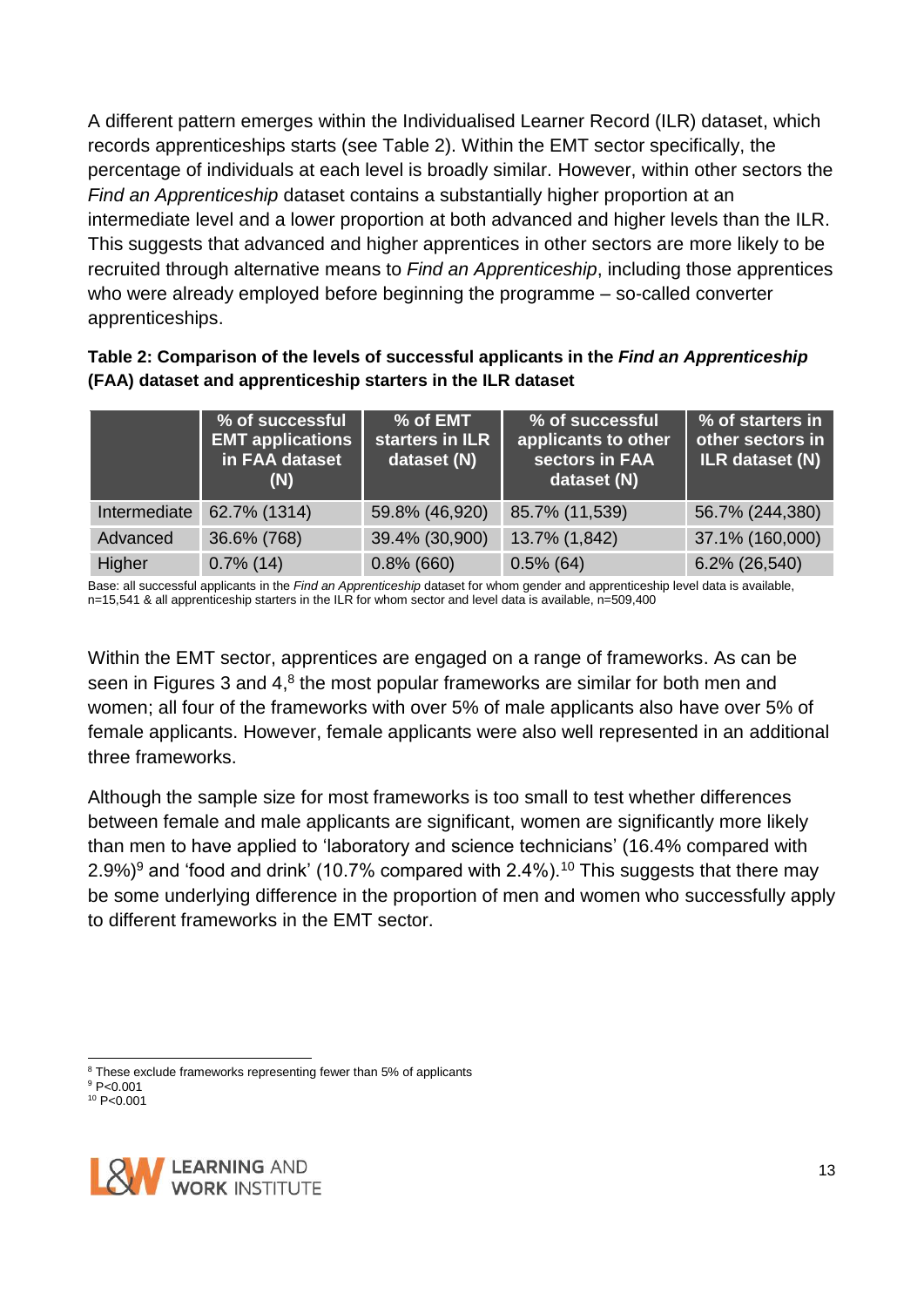A different pattern emerges within the Individualised Learner Record (ILR) dataset, which records apprenticeships starts (see Table 2). Within the EMT sector specifically, the percentage of individuals at each level is broadly similar. However, within other sectors the *Find an Apprenticeship* dataset contains a substantially higher proportion at an intermediate level and a lower proportion at both advanced and higher levels than the ILR. This suggests that advanced and higher apprentices in other sectors are more likely to be recruited through alternative means to *Find an Apprenticeship*, including those apprentices who were already employed before beginning the programme – so-called converter apprenticeships.

**Table 2: Comparison of the levels of successful applicants in the *Find an Apprenticeship* (FAA) dataset and apprenticeship starters in the ILR dataset**

| | % of successful EMT applications in FAA dataset (N) | % of EMT starters in ILR dataset (N) | % of successful applicants to other sectors in FAA dataset (N) | % of starters in other sectors in ILR dataset (N) |
|---|---|---|---|---|
| Intermediate | 62.7% (1314) | 59.8% (46,920) | 85.7% (11,539) | 56.7% (244,380) |
| Advanced | 36.6% (768) | 39.4% (30,900) | 13.7% (1,842) | 37.1% (160,000) |
| Higher | 0.7% (14) | 0.8% (660) | 0.5% (64) | 6.2% (26,540) |

Base: all successful applicants in the *Find an Apprenticeship* dataset for whom gender and apprenticeship level data is available, n=15,541 & all apprenticeship starters in the ILR for whom sector and level data is available, n=509,400

Within the EMT sector, apprentices are engaged on a range of frameworks. As can be seen in Figures 3 and 4,[8] the most popular frameworks are similar for both men and women; all four of the frameworks with over 5% of male applicants also have over 5% of female applicants. However, female applicants were also well represented in an additional three frameworks.

Although the sample size for most frameworks is too small to test whether differences between female and male applicants are significant, women are significantly more likely than men to have applied to 'laboratory and science technicians' (16.4% compared with 2.9%)[9] and 'food and drink' (10.7% compared with 2.4%).[10] This suggests that there may be some underlying difference in the proportion of men and women who successfully apply to different frameworks in the EMT sector.

[8] These exclude frameworks representing fewer than 5% of applicants

[9] $P<0.001$

[10] $P<0.001$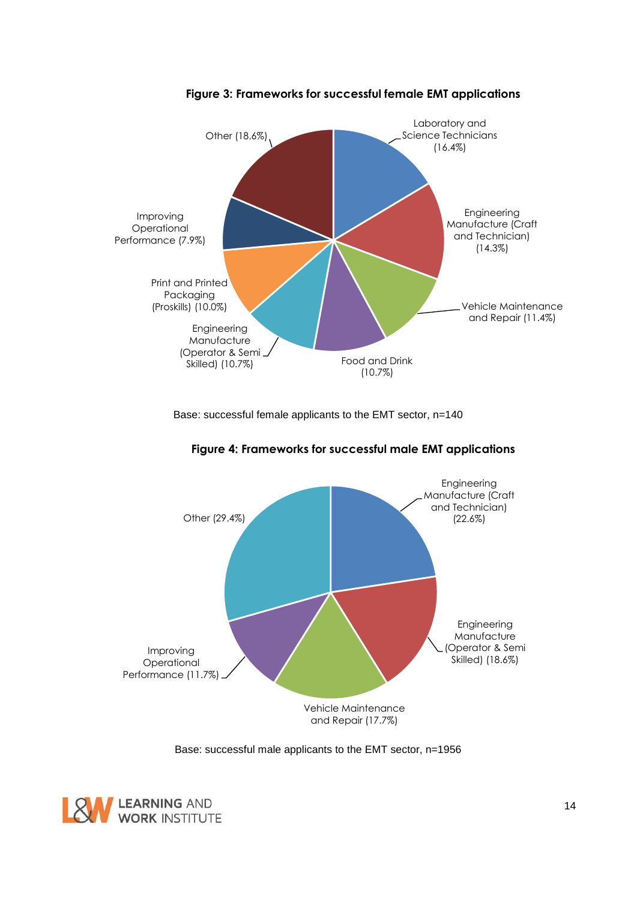**Figure 3: Frameworks for successful female EMT applications**

Laboratory and Science Technicians (16.4%)
Engineering Manufacture (Craft and Technician) (14.3%)
Vehicle Maintenance and Repair (11.4%)
Food and Drink (10.7%)
Engineering Manufacture (Operator & Semi Skilled) (10.7%)
Print and Printed Packaging (Proskills) (10.0%)
Improving Operational Performance (7.9%)
Other (18.6%)

Base: successful female applicants to the EMT sector, n=140

**Figure 4: Frameworks for successful male EMT applications**

Engineering Manufacture (Craft and Technician) (22.6%)
Engineering Manufacture (Operator & Semi Skilled) (18.6%)
Vehicle Maintenance and Repair (17.7%)
Improving Operational Performance (11.7%)
Other (29.4%)

Base: successful male applicants to the EMT sector, n=1956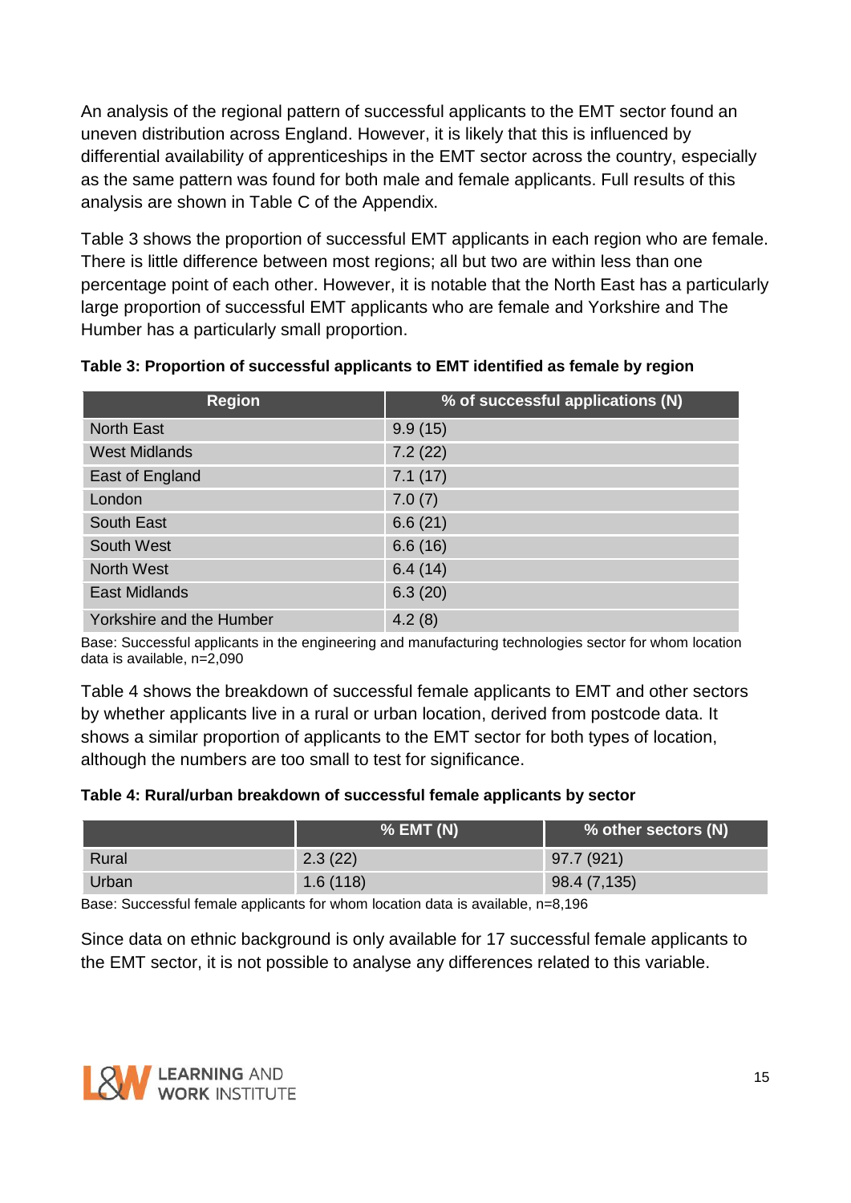An analysis of the regional pattern of successful applicants to the EMT sector found an uneven distribution across England. However, it is likely that this is influenced by differential availability of apprenticeships in the EMT sector across the country, especially as the same pattern was found for both male and female applicants. Full results of this analysis are shown in Table C of the Appendix.

Table 3 shows the proportion of successful EMT applicants in each region who are female. There is little difference between most regions; all but two are within less than one percentage point of each other. However, it is notable that the North East has a particularly large proportion of successful EMT applicants who are female and Yorkshire and The Humber has a particularly small proportion.

**Table 3: Proportion of successful applicants to EMT identified as female by region**

| Region | % of successful applications (N) |
|---|---|
| North East | 9.9 (15) |
| West Midlands | 7.2 (22) |
| East of England | 7.1 (17) |
| London | 7.0 (7) |
| South East | 6.6 (21) |
| South West | 6.6 (16) |
| North West | 6.4 (14) |
| East Midlands | 6.3 (20) |
| Yorkshire and the Humber | 4.2 (8) |

Base: Successful applicants in the engineering and manufacturing technologies sector for whom location data is available, n=2,090

Table 4 shows the breakdown of successful female applicants to EMT and other sectors by whether applicants live in a rural or urban location, derived from postcode data. It shows a similar proportion of applicants to the EMT sector for both types of location, although the numbers are too small to test for significance.

**Table 4: Rural/urban breakdown of successful female applicants by sector**

| | % EMT (N) | % other sectors (N) |
|---|---|---|
| Rural | 2.3 (22) | 97.7 (921) |
| Urban | 1.6 (118) | 98.4 (7,135) |

Base: Successful female applicants for whom location data is available, n=8,196

Since data on ethnic background is only available for 17 successful female applicants to the EMT sector, it is not possible to analyse any differences related to this variable.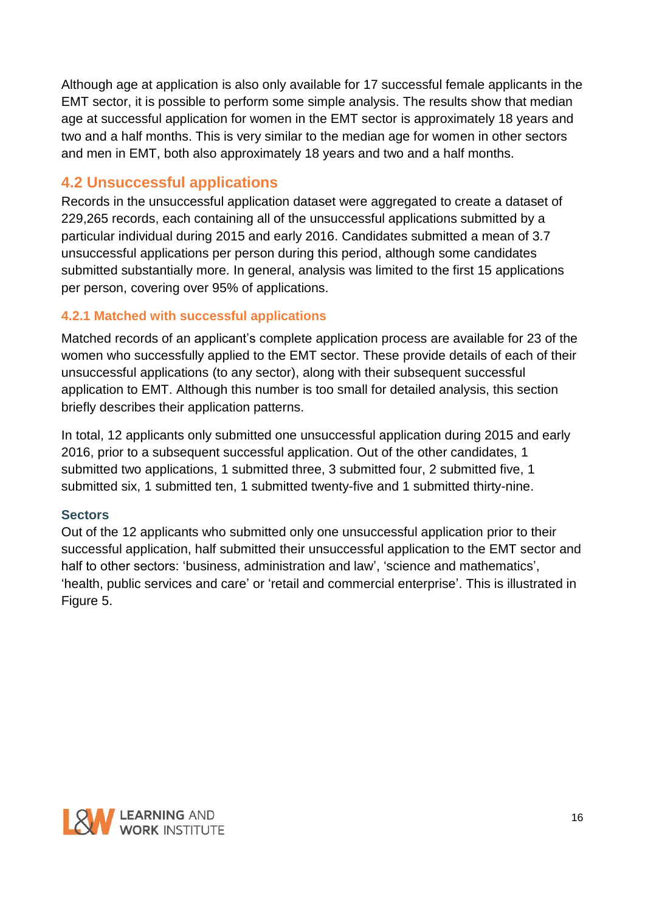Although age at application is also only available for 17 successful female applicants in the EMT sector, it is possible to perform some simple analysis. The results show that median age at successful application for women in the EMT sector is approximately 18 years and two and a half months. This is very similar to the median age for women in other sectors and men in EMT, both also approximately 18 years and two and a half months.

## 4.2 Unsuccessful applications

Records in the unsuccessful application dataset were aggregated to create a dataset of 229,265 records, each containing all of the unsuccessful applications submitted by a particular individual during 2015 and early 2016. Candidates submitted a mean of 3.7 unsuccessful applications per person during this period, although some candidates submitted substantially more. In general, analysis was limited to the first 15 applications per person, covering over 95% of applications.

### 4.2.1 Matched with successful applications

Matched records of an applicant's complete application process are available for 23 of the women who successfully applied to the EMT sector. These provide details of each of their unsuccessful applications (to any sector), along with their subsequent successful application to EMT. Although this number is too small for detailed analysis, this section briefly describes their application patterns.

In total, 12 applicants only submitted one unsuccessful application during 2015 and early 2016, prior to a subsequent successful application. Out of the other candidates, 1 submitted two applications, 1 submitted three, 3 submitted four, 2 submitted five, 1 submitted six, 1 submitted ten, 1 submitted twenty-five and 1 submitted thirty-nine.

#### Sectors

Out of the 12 applicants who submitted only one unsuccessful application prior to their successful application, half submitted their unsuccessful application to the EMT sector and half to other sectors: 'business, administration and law', 'science and mathematics', 'health, public services and care' or 'retail and commercial enterprise'. This is illustrated in Figure 5.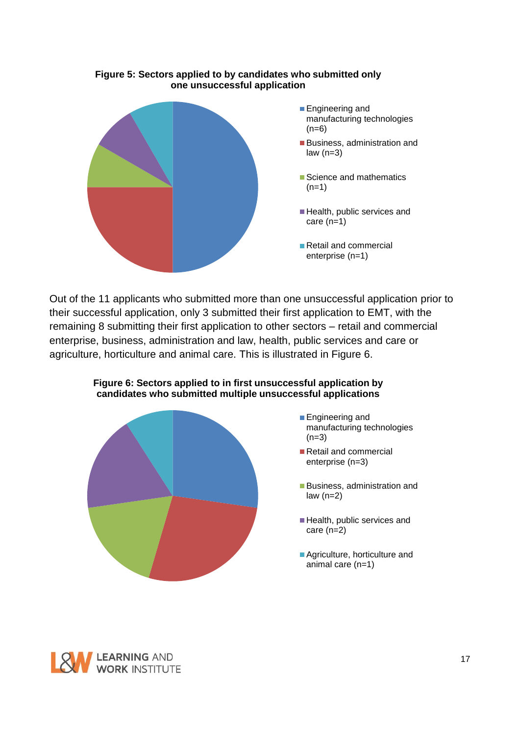**Figure 5: Sectors applied to by candidates who submitted only one unsuccessful application**

Engineering and manufacturing technologies (n=6)

Business, administration and law (n=3)

Science and mathematics (n=1)

Health, public services and care (n=1)

Retail and commercial enterprise (n=1)

Out of the 11 applicants who submitted more than one unsuccessful application prior to their successful application, only 3 submitted their first application to EMT, with the remaining 8 submitting their first application to other sectors – retail and commercial enterprise, business, administration and law, health, public services and care or agriculture, horticulture and animal care. This is illustrated in Figure 6.

**Figure 6: Sectors applied to in first unsuccessful application by candidates who submitted multiple unsuccessful applications**

Engineering and manufacturing technologies (n=3)

Retail and commercial enterprise (n=3)

Business, administration and law (n=2)

Health, public services and care (n=2)

Agriculture, horticulture and animal care (n=1)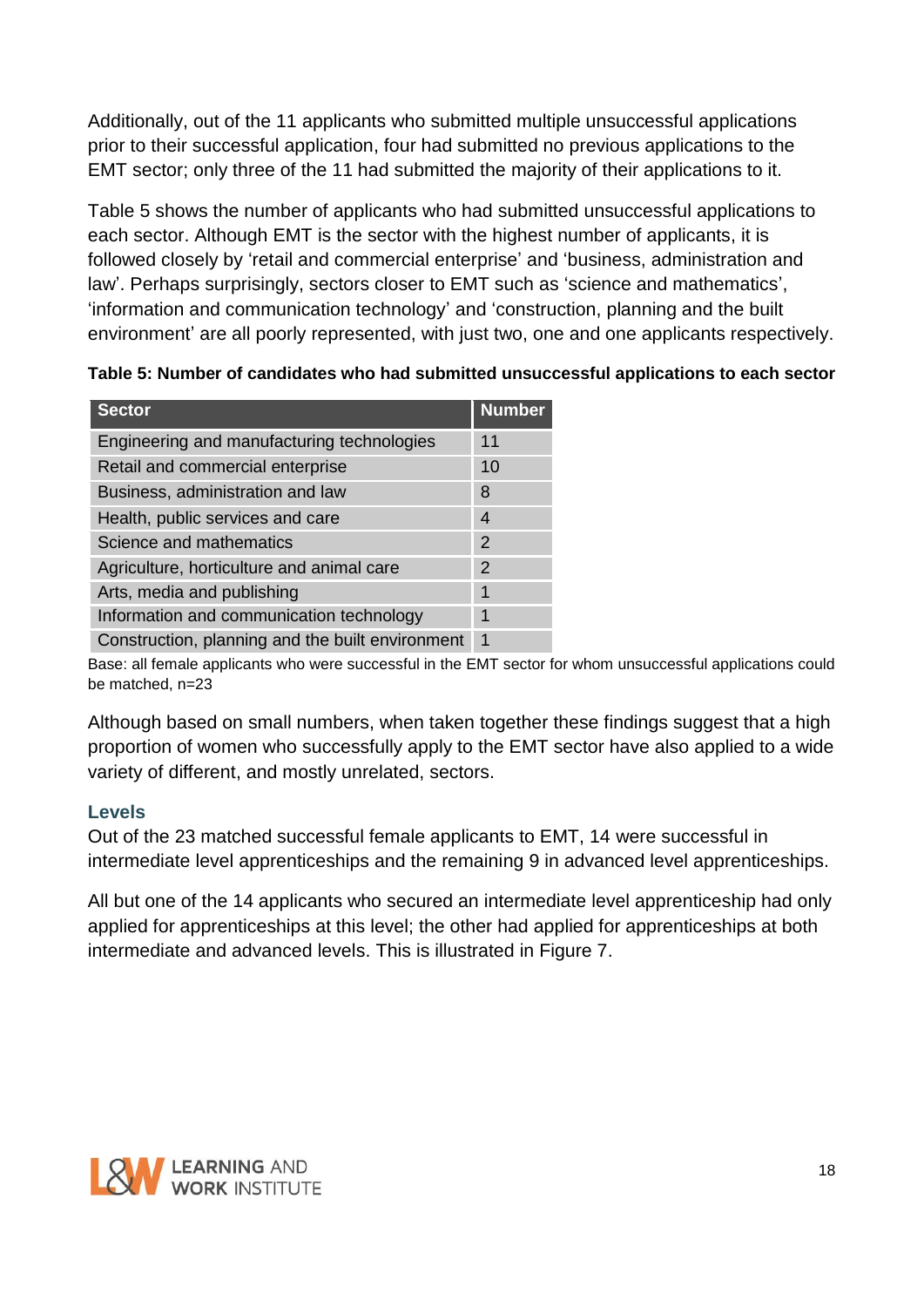Additionally, out of the 11 applicants who submitted multiple unsuccessful applications prior to their successful application, four had submitted no previous applications to the EMT sector; only three of the 11 had submitted the majority of their applications to it.

Table 5 shows the number of applicants who had submitted unsuccessful applications to each sector. Although EMT is the sector with the highest number of applicants, it is followed closely by 'retail and commercial enterprise' and 'business, administration and law'. Perhaps surprisingly, sectors closer to EMT such as 'science and mathematics', 'information and communication technology' and 'construction, planning and the built environment' are all poorly represented, with just two, one and one applicants respectively.

**Table 5: Number of candidates who had submitted unsuccessful applications to each sector**

| Sector | Number |
|---|---|
| Engineering and manufacturing technologies | 11 |
| Retail and commercial enterprise | 10 |
| Business, administration and law | 8 |
| Health, public services and care | 4 |
| Science and mathematics | 2 |
| Agriculture, horticulture and animal care | 2 |
| Arts, media and publishing | 1 |
| Information and communication technology | 1 |
| Construction, planning and the built environment | 1 |

Base: all female applicants who were successful in the EMT sector for whom unsuccessful applications could be matched, n=23

Although based on small numbers, when taken together these findings suggest that a high proportion of women who successfully apply to the EMT sector have also applied to a wide variety of different, and mostly unrelated, sectors.

### Levels

Out of the 23 matched successful female applicants to EMT, 14 were successful in intermediate level apprenticeships and the remaining 9 in advanced level apprenticeships.

All but one of the 14 applicants who secured an intermediate level apprenticeship had only applied for apprenticeships at this level; the other had applied for apprenticeships at both intermediate and advanced levels. This is illustrated in Figure 7.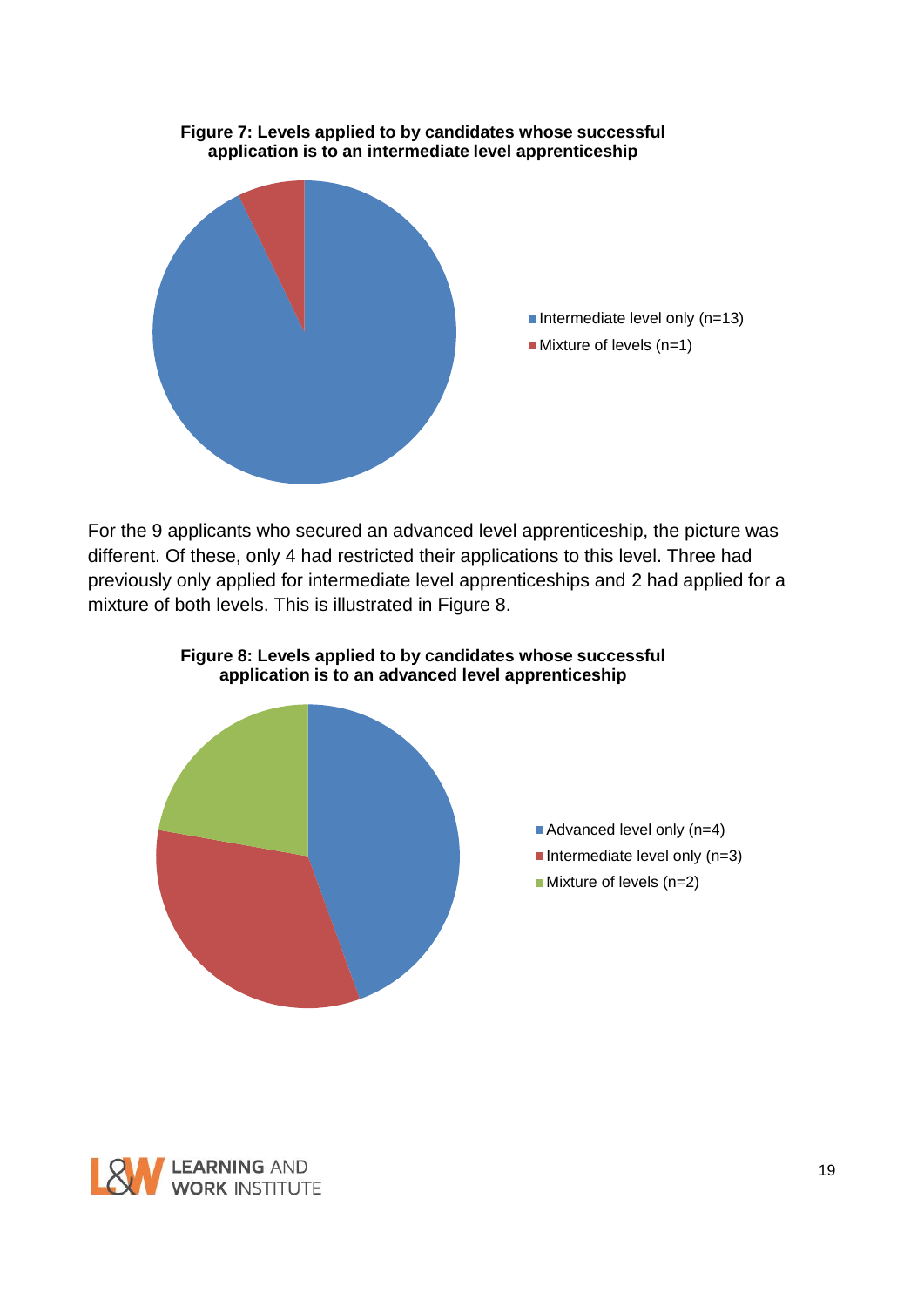**Figure 7: Levels applied to by candidates whose successful application is to an intermediate level apprenticeship**

Intermediate level only (n=13)
Mixture of levels (n=1)

For the 9 applicants who secured an advanced level apprenticeship, the picture was different. Of these, only 4 had restricted their applications to this level. Three had previously only applied for intermediate level apprenticeships and 2 had applied for a mixture of both levels. This is illustrated in Figure 8.

**Figure 8: Levels applied to by candidates whose successful application is to an advanced level apprenticeship**

Advanced level only (n=4)
Intermediate level only (n=3)
Mixture of levels (n=2)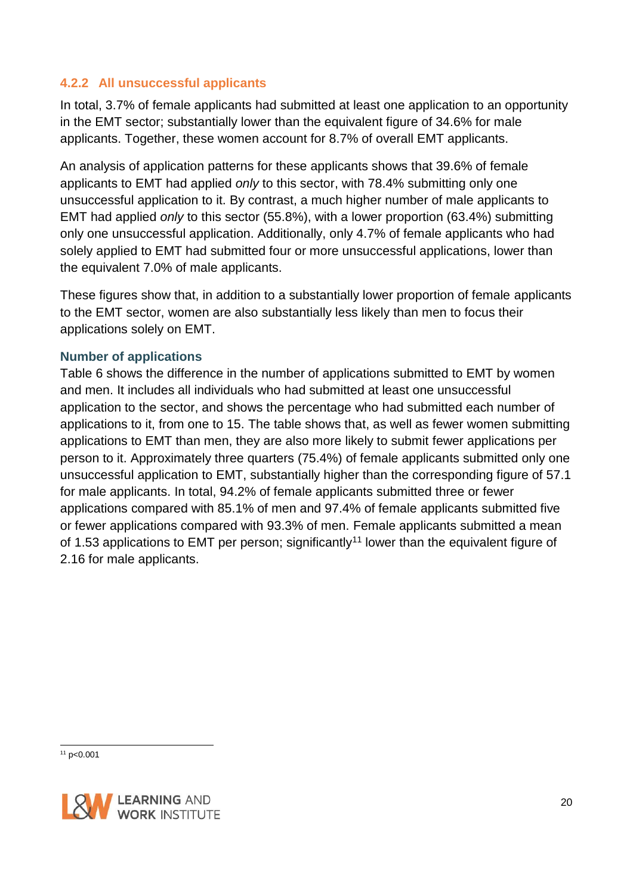### 4.2.2 All unsuccessful applicants

In total, 3.7% of female applicants had submitted at least one application to an opportunity in the EMT sector; substantially lower than the equivalent figure of 34.6% for male applicants. Together, these women account for 8.7% of overall EMT applicants.

An analysis of application patterns for these applicants shows that 39.6% of female applicants to EMT had applied *only* to this sector, with 78.4% submitting only one unsuccessful application to it. By contrast, a much higher number of male applicants to EMT had applied *only* to this sector (55.8%), with a lower proportion (63.4%) submitting only one unsuccessful application. Additionally, only 4.7% of female applicants who had solely applied to EMT had submitted four or more unsuccessful applications, lower than the equivalent 7.0% of male applicants.

These figures show that, in addition to a substantially lower proportion of female applicants to the EMT sector, women are also substantially less likely than men to focus their applications solely on EMT.

#### Number of applications

Table 6 shows the difference in the number of applications submitted to EMT by women and men. It includes all individuals who had submitted at least one unsuccessful application to the sector, and shows the percentage who had submitted each number of applications to it, from one to 15. The table shows that, as well as fewer women submitting applications to EMT than men, they are also more likely to submit fewer applications per person to it. Approximately three quarters (75.4%) of female applicants submitted only one unsuccessful application to EMT, substantially higher than the corresponding figure of 57.1 for male applicants. In total, 94.2% of female applicants submitted three or fewer applications compared with 85.1% of men and 97.4% of female applicants submitted five or fewer applications compared with 93.3% of men. Female applicants submitted a mean of 1.53 applications to EMT per person; significantly[11] lower than the equivalent figure of 2.16 for male applicants.

[11] $p<0.001$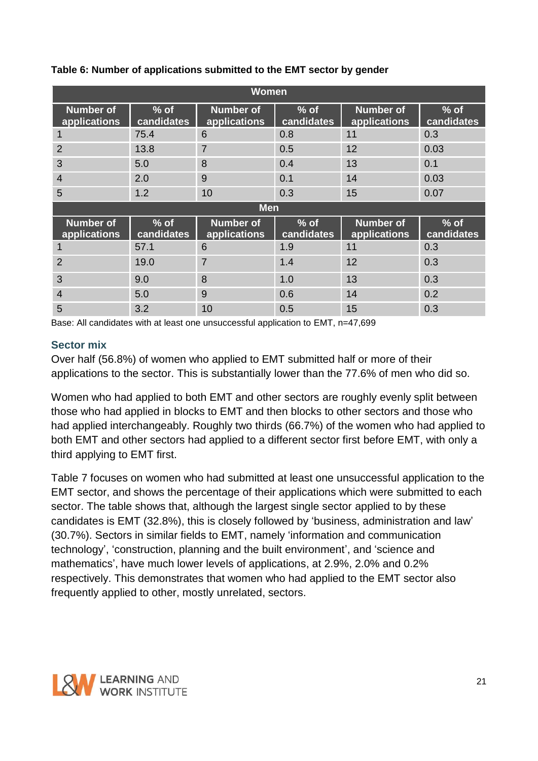**Table 6: Number of applications submitted to the EMT sector by gender**

| Women | | | | | |
|---|---|---|---|---|---|
| **Number of applications** | **% of candidates** | **Number of applications** | **% of candidates** | **Number of applications** | **% of candidates** |
| 1 | 75.4 | 6 | 0.8 | 11 | 0.3 |
| 2 | 13.8 | 7 | 0.5 | 12 | 0.03 |
| 3 | 5.0 | 8 | 0.4 | 13 | 0.1 |
| 4 | 2.0 | 9 | 0.1 | 14 | 0.03 |
| 5 | 1.2 | 10 | 0.3 | 15 | 0.07 |
| **Men** | | | | | |
| **Number of applications** | **% of candidates** | **Number of applications** | **% of candidates** | **Number of applications** | **% of candidates** |
| 1 | 57.1 | 6 | 1.9 | 11 | 0.3 |
| 2 | 19.0 | 7 | 1.4 | 12 | 0.3 |
| 3 | 9.0 | 8 | 1.0 | 13 | 0.3 |
| 4 | 5.0 | 9 | 0.6 | 14 | 0.2 |
| 5 | 3.2 | 10 | 0.5 | 15 | 0.3 |

Base: All candidates with at least one unsuccessful application to EMT, n=47,699

### Sector mix

Over half (56.8%) of women who applied to EMT submitted half or more of their applications to the sector. This is substantially lower than the 77.6% of men who did so.

Women who had applied to both EMT and other sectors are roughly evenly split between those who had applied in blocks to EMT and then blocks to other sectors and those who had applied interchangeably. Roughly two thirds (66.7%) of the women who had applied to both EMT and other sectors had applied to a different sector first before EMT, with only a third applying to EMT first.

Table 7 focuses on women who had submitted at least one unsuccessful application to the EMT sector, and shows the percentage of their applications which were submitted to each sector. The table shows that, although the largest single sector applied to by these candidates is EMT (32.8%), this is closely followed by 'business, administration and law' (30.7%). Sectors in similar fields to EMT, namely 'information and communication technology', 'construction, planning and the built environment', and 'science and mathematics', have much lower levels of applications, at 2.9%, 2.0% and 0.2% respectively. This demonstrates that women who had applied to the EMT sector also frequently applied to other, mostly unrelated, sectors.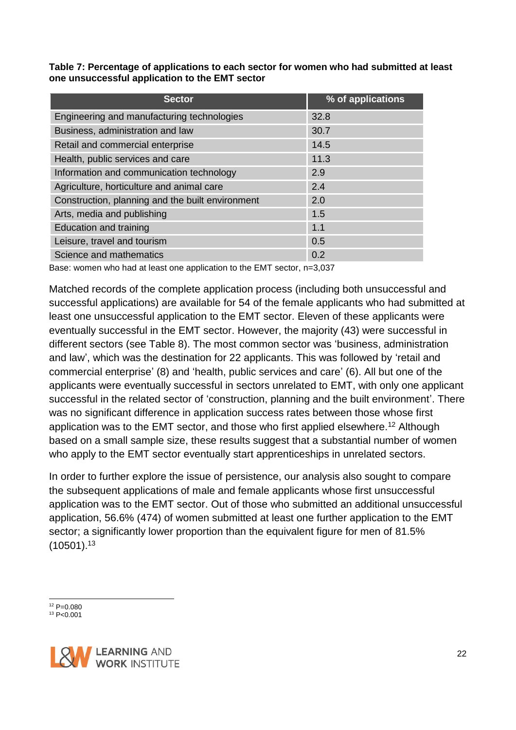**Table 7: Percentage of applications to each sector for women who had submitted at least one unsuccessful application to the EMT sector**

| Sector | % of applications |
| --- | --- |
| Engineering and manufacturing technologies | 32.8 |
| Business, administration and law | 30.7 |
| Retail and commercial enterprise | 14.5 |
| Health, public services and care | 11.3 |
| Information and communication technology | 2.9 |
| Agriculture, horticulture and animal care | 2.4 |
| Construction, planning and the built environment | 2.0 |
| Arts, media and publishing | 1.5 |
| Education and training | 1.1 |
| Leisure, travel and tourism | 0.5 |
| Science and mathematics | 0.2 |

Base: women who had at least one application to the EMT sector, n=3,037

Matched records of the complete application process (including both unsuccessful and successful applications) are available for 54 of the female applicants who had submitted at least one unsuccessful application to the EMT sector. Eleven of these applicants were eventually successful in the EMT sector. However, the majority (43) were successful in different sectors (see Table 8). The most common sector was 'business, administration and law', which was the destination for 22 applicants. This was followed by 'retail and commercial enterprise' (8) and 'health, public services and care' (6). All but one of the applicants were eventually successful in sectors unrelated to EMT, with only one applicant successful in the related sector of 'construction, planning and the built environment'. There was no significant difference in application success rates between those whose first application was to the EMT sector, and those who first applied elsewhere.[12] Although based on a small sample size, these results suggest that a substantial number of women who apply to the EMT sector eventually start apprenticeships in unrelated sectors.

In order to further explore the issue of persistence, our analysis also sought to compare the subsequent applications of male and female applicants whose first unsuccessful application was to the EMT sector. Out of those who submitted an additional unsuccessful application, 56.6% (474) of women submitted at least one further application to the EMT sector; a significantly lower proportion than the equivalent figure for men of 81.5% (10501).[13]

[12] P=0.080

[13] P<0.001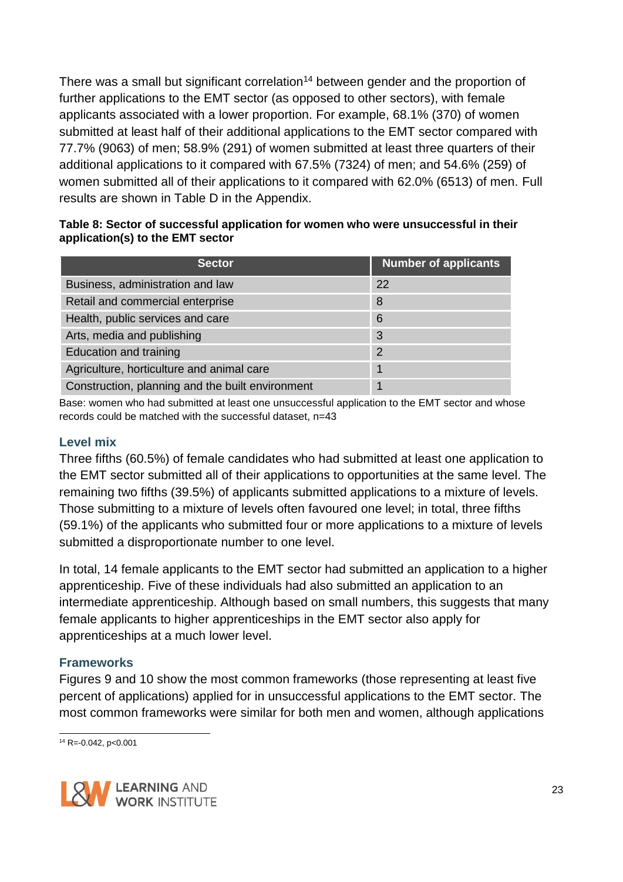There was a small but significant correlation[14] between gender and the proportion of further applications to the EMT sector (as opposed to other sectors), with female applicants associated with a lower proportion. For example, 68.1% (370) of women submitted at least half of their additional applications to the EMT sector compared with 77.7% (9063) of men; 58.9% (291) of women submitted at least three quarters of their additional applications to it compared with 67.5% (7324) of men; and 54.6% (259) of women submitted all of their applications to it compared with 62.0% (6513) of men. Full results are shown in Table D in the Appendix.

**Table 8: Sector of successful application for women who were unsuccessful in their application(s) to the EMT sector**

| Sector | Number of applicants |
|---|---|
| Business, administration and law | 22 |
| Retail and commercial enterprise | 8 |
| Health, public services and care | 6 |
| Arts, media and publishing | 3 |
| Education and training | 2 |
| Agriculture, horticulture and animal care | 1 |
| Construction, planning and the built environment | 1 |

Base: women who had submitted at least one unsuccessful application to the EMT sector and whose records could be matched with the successful dataset, n=43

### Level mix

Three fifths (60.5%) of female candidates who had submitted at least one application to the EMT sector submitted all of their applications to opportunities at the same level. The remaining two fifths (39.5%) of applicants submitted applications to a mixture of levels. Those submitting to a mixture of levels often favoured one level; in total, three fifths (59.1%) of the applicants who submitted four or more applications to a mixture of levels submitted a disproportionate number to one level.

In total, 14 female applicants to the EMT sector had submitted an application to a higher apprenticeship. Five of these individuals had also submitted an application to an intermediate apprenticeship. Although based on small numbers, this suggests that many female applicants to higher apprenticeships in the EMT sector also apply for apprenticeships at a much lower level.

### Frameworks

Figures 9 and 10 show the most common frameworks (those representing at least five percent of applications) applied for in unsuccessful applications to the EMT sector. The most common frameworks were similar for both men and women, although applications

[14] $R=-0.042$, $p<0.001$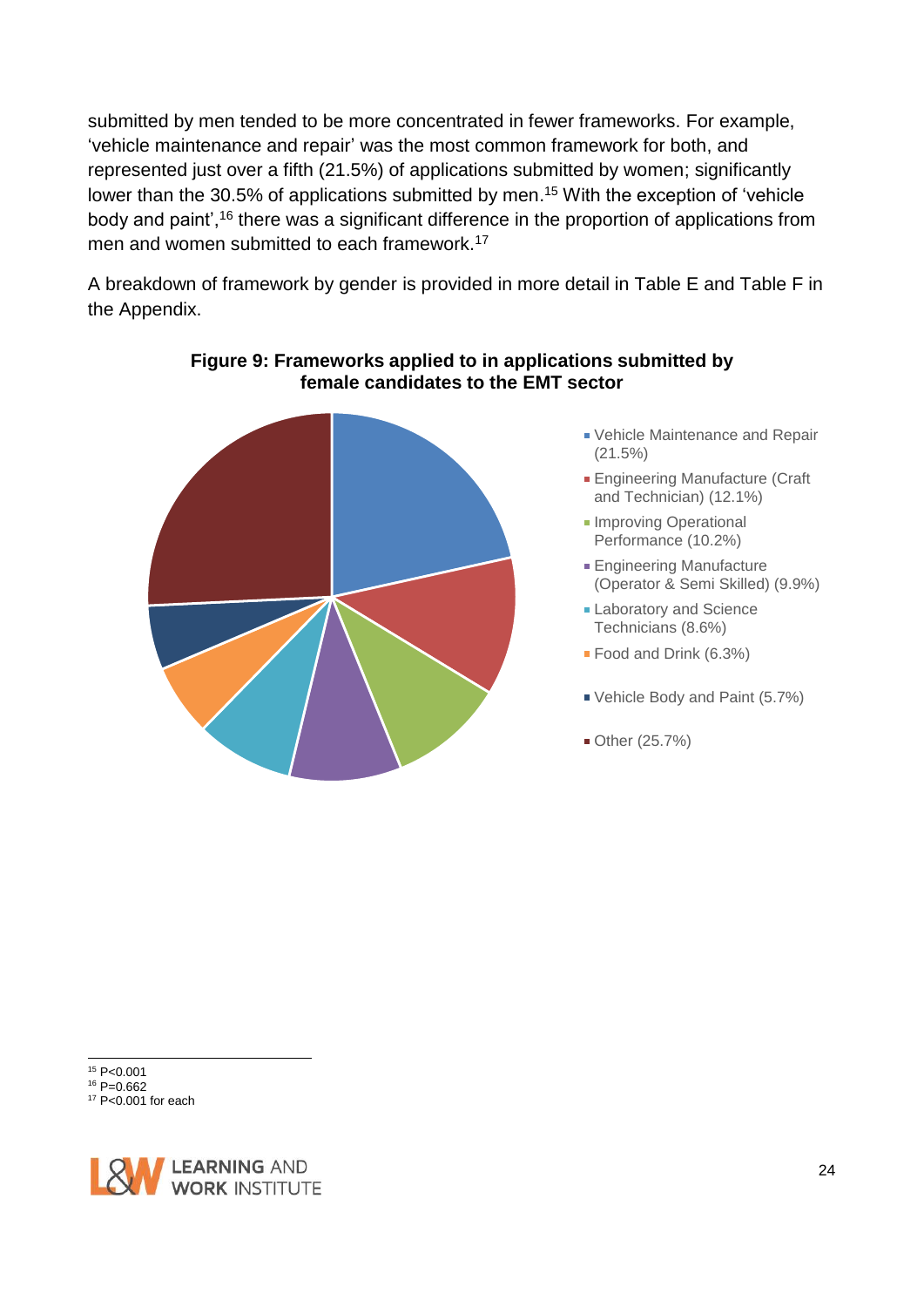submitted by men tended to be more concentrated in fewer frameworks. For example, 'vehicle maintenance and repair' was the most common framework for both, and represented just over a fifth (21.5%) of applications submitted by women; significantly lower than the 30.5% of applications submitted by men.[15] With the exception of 'vehicle body and paint',[16] there was a significant difference in the proportion of applications from men and women submitted to each framework.[17]

A breakdown of framework by gender is provided in more detail in Table E and Table F in the Appendix.

**Figure 9: Frameworks applied to in applications submitted by female candidates to the EMT sector**

Vehicle Maintenance and Repair (21.5%)
Engineering Manufacture (Craft and Technician) (12.1%)
Improving Operational Performance (10.2%)
Engineering Manufacture (Operator & Semi Skilled) (9.9%)
Laboratory and Science Technicians (8.6%)
Food and Drink (6.3%)
Vehicle Body and Paint (5.7%)
Other (25.7%)

[15] P<0.001
[16] P=0.662
[17] P<0.001 for each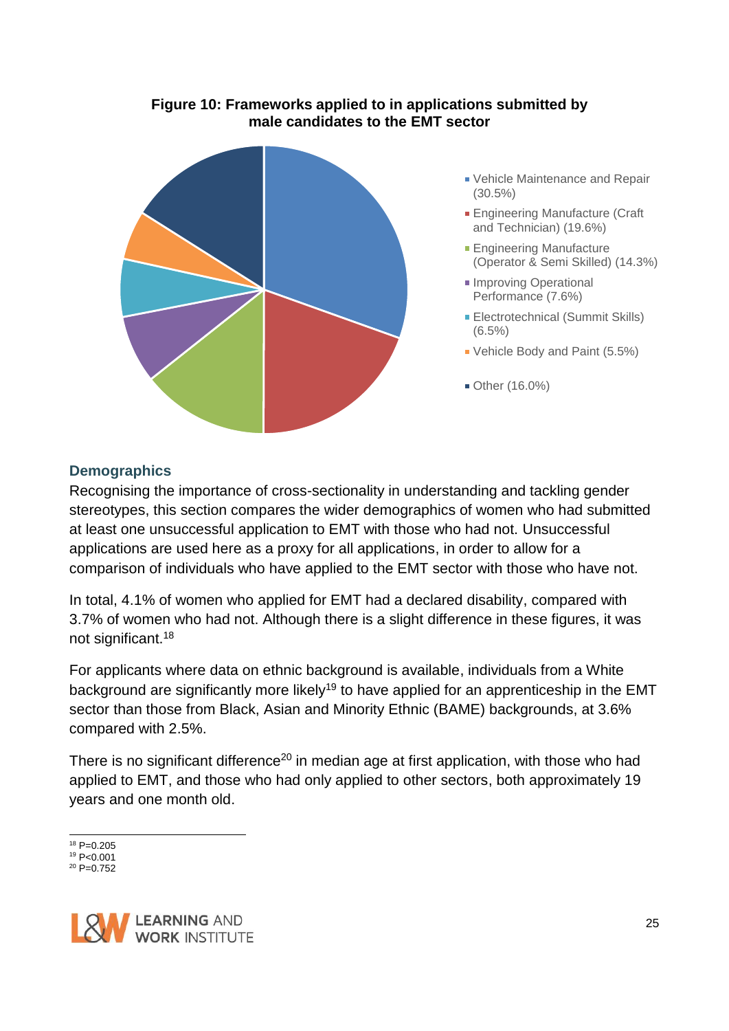**Figure 10: Frameworks applied to in applications submitted by male candidates to the EMT sector**

Vehicle Maintenance and Repair (30.5%)
Engineering Manufacture (Craft and Technician) (19.6%)
Engineering Manufacture (Operator & Semi Skilled) (14.3%)
Improving Operational Performance (7.6%)
Electrotechnical (Summit Skills) (6.5%)
Vehicle Body and Paint (5.5%)
Other (16.0%)

### Demographics

Recognising the importance of cross-sectionality in understanding and tackling gender stereotypes, this section compares the wider demographics of women who had submitted at least one unsuccessful application to EMT with those who had not. Unsuccessful applications are used here as a proxy for all applications, in order to allow for a comparison of individuals who have applied to the EMT sector with those who have not.

In total, 4.1% of women who applied for EMT had a declared disability, compared with 3.7% of women who had not. Although there is a slight difference in these figures, it was not significant.[18]

For applicants where data on ethnic background is available, individuals from a White background are significantly more likely[19] to have applied for an apprenticeship in the EMT sector than those from Black, Asian and Minority Ethnic (BAME) backgrounds, at 3.6% compared with 2.5%.

There is no significant difference[20] in median age at first application, with those who had applied to EMT, and those who had only applied to other sectors, both approximately 19 years and one month old.

[18] P=0.205
[19] P<0.001
[20] P=0.752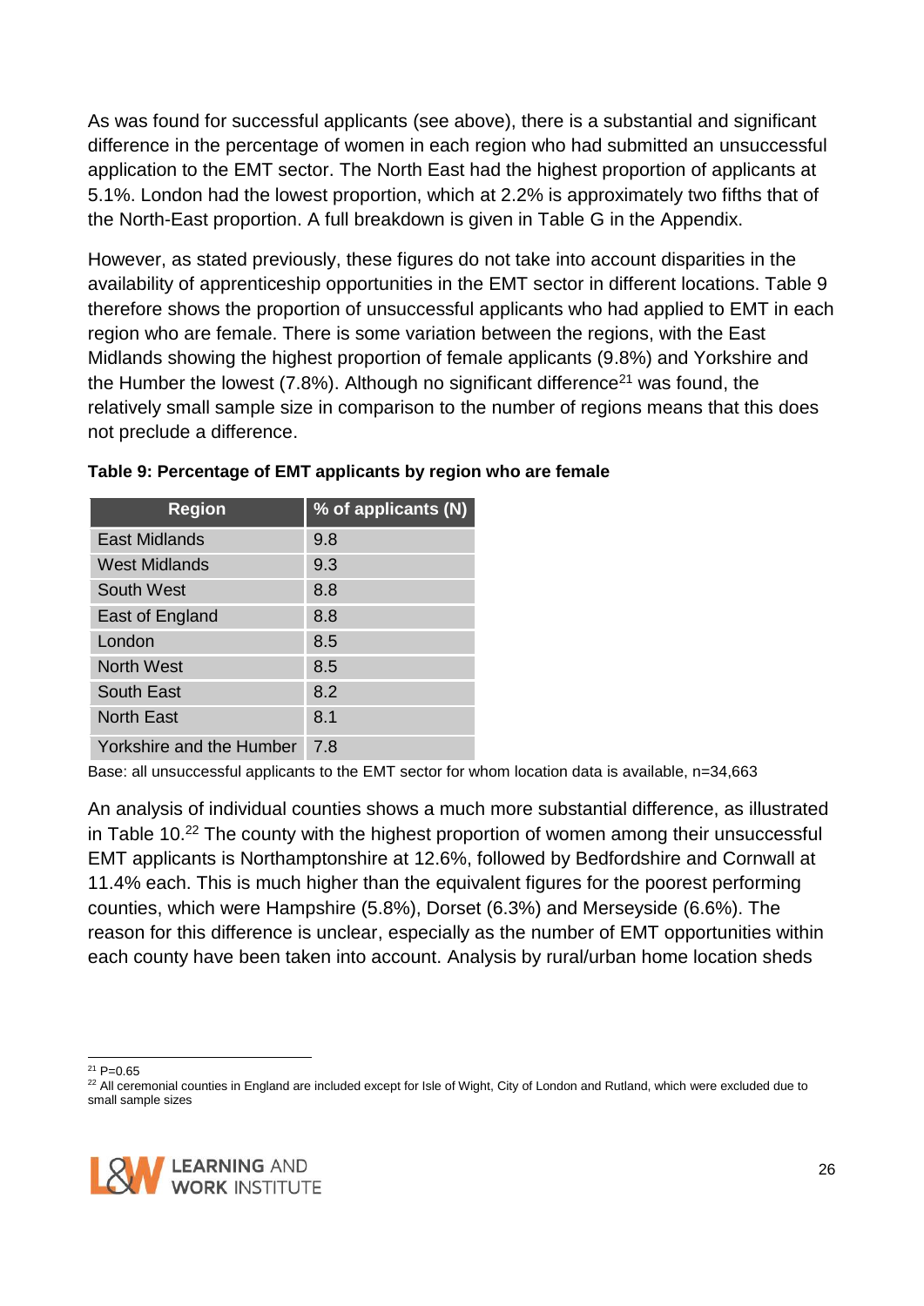As was found for successful applicants (see above), there is a substantial and significant difference in the percentage of women in each region who had submitted an unsuccessful application to the EMT sector. The North East had the highest proportion of applicants at 5.1%. London had the lowest proportion, which at 2.2% is approximately two fifths that of the North-East proportion. A full breakdown is given in Table G in the Appendix.

However, as stated previously, these figures do not take into account disparities in the availability of apprenticeship opportunities in the EMT sector in different locations. Table 9 therefore shows the proportion of unsuccessful applicants who had applied to EMT in each region who are female. There is some variation between the regions, with the East Midlands showing the highest proportion of female applicants (9.8%) and Yorkshire and the Humber the lowest (7.8%). Although no significant difference[21] was found, the relatively small sample size in comparison to the number of regions means that this does not preclude a difference.

**Table 9: Percentage of EMT applicants by region who are female**

| Region | % of applicants (N) |
|---|---|
| East Midlands | 9.8 |
| West Midlands | 9.3 |
| South West | 8.8 |
| East of England | 8.8 |
| London | 8.5 |
| North West | 8.5 |
| South East | 8.2 |
| North East | 8.1 |
| Yorkshire and the Humber | 7.8 |

Base: all unsuccessful applicants to the EMT sector for whom location data is available, n=34,663

An analysis of individual counties shows a much more substantial difference, as illustrated in Table 10.[22] The county with the highest proportion of women among their unsuccessful EMT applicants is Northamptonshire at 12.6%, followed by Bedfordshire and Cornwall at 11.4% each. This is much higher than the equivalent figures for the poorest performing counties, which were Hampshire (5.8%), Dorset (6.3%) and Merseyside (6.6%). The reason for this difference is unclear, especially as the number of EMT opportunities within each county have been taken into account. Analysis by rural/urban home location sheds

[21] P=0.65

[22] All ceremonial counties in England are included except for Isle of Wight, City of London and Rutland, which were excluded due to small sample sizes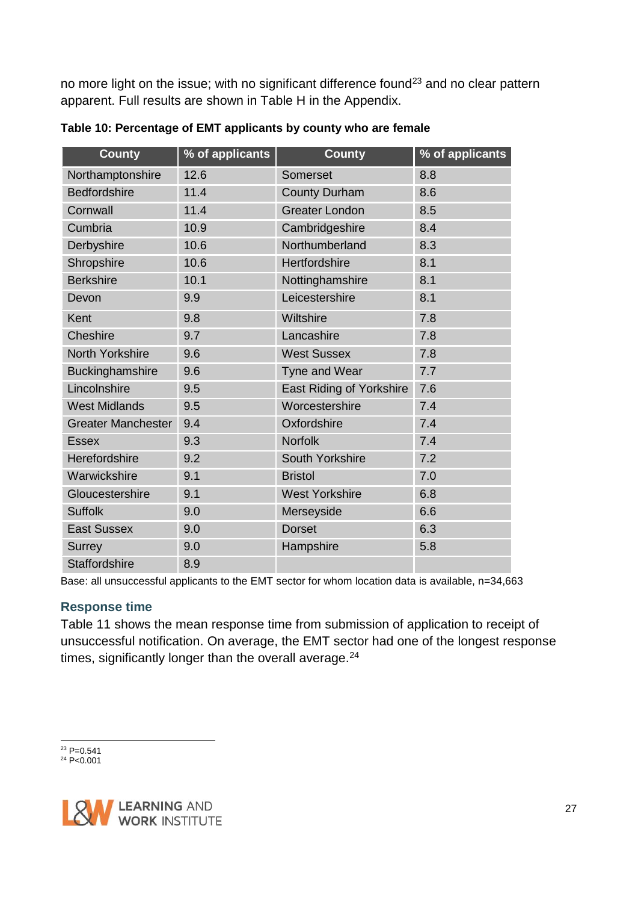no more light on the issue; with no significant difference found[23] and no clear pattern apparent. Full results are shown in Table H in the Appendix.

**Table 10: Percentage of EMT applicants by county who are female**

| County | % of applicants | County | % of applicants |
|---|---|---|---|
| Northamptonshire | 12.6 | Somerset | 8.8 |
| Bedfordshire | 11.4 | County Durham | 8.6 |
| Cornwall | 11.4 | Greater London | 8.5 |
| Cumbria | 10.9 | Cambridgeshire | 8.4 |
| Derbyshire | 10.6 | Northumberland | 8.3 |
| Shropshire | 10.6 | Hertfordshire | 8.1 |
| Berkshire | 10.1 | Nottinghamshire | 8.1 |
| Devon | 9.9 | Leicestershire | 8.1 |
| Kent | 9.8 | Wiltshire | 7.8 |
| Cheshire | 9.7 | Lancashire | 7.8 |
| North Yorkshire | 9.6 | West Sussex | 7.8 |
| Buckinghamshire | 9.6 | Tyne and Wear | 7.7 |
| Lincolnshire | 9.5 | East Riding of Yorkshire | 7.6 |
| West Midlands | 9.5 | Worcestershire | 7.4 |
| Greater Manchester | 9.4 | Oxfordshire | 7.4 |
| Essex | 9.3 | Norfolk | 7.4 |
| Herefordshire | 9.2 | South Yorkshire | 7.2 |
| Warwickshire | 9.1 | Bristol | 7.0 |
| Gloucestershire | 9.1 | West Yorkshire | 6.8 |
| Suffolk | 9.0 | Merseyside | 6.6 |
| East Sussex | 9.0 | Dorset | 6.3 |
| Surrey | 9.0 | Hampshire | 5.8 |
| Staffordshire | 8.9 | | |

Base: all unsuccessful applicants to the EMT sector for whom location data is available, n=34,663

### Response time

Table 11 shows the mean response time from submission of application to receipt of unsuccessful notification. On average, the EMT sector had one of the longest response times, significantly longer than the overall average.[24]

---

[23] P=0.541

[24] P<0.001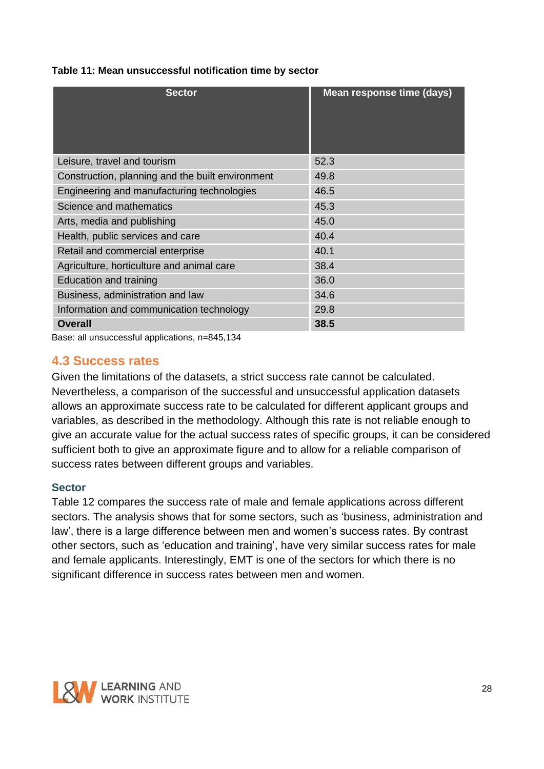**Table 11: Mean unsuccessful notification time by sector**

| Sector | Mean response time (days) |
|---|---|
| Leisure, travel and tourism | 52.3 |
| Construction, planning and the built environment | 49.8 |
| Engineering and manufacturing technologies | 46.5 |
| Science and mathematics | 45.3 |
| Arts, media and publishing | 45.0 |
| Health, public services and care | 40.4 |
| Retail and commercial enterprise | 40.1 |
| Agriculture, horticulture and animal care | 38.4 |
| Education and training | 36.0 |
| Business, administration and law | 34.6 |
| Information and communication technology | 29.8 |
| **Overall** | **38.5** |

Base: all unsuccessful applications, n=845,134

## 4.3 Success rates

Given the limitations of the datasets, a strict success rate cannot be calculated. Nevertheless, a comparison of the successful and unsuccessful application datasets allows an approximate success rate to be calculated for different applicant groups and variables, as described in the methodology. Although this rate is not reliable enough to give an accurate value for the actual success rates of specific groups, it can be considered sufficient both to give an approximate figure and to allow for a reliable comparison of success rates between different groups and variables.

### Sector

Table 12 compares the success rate of male and female applications across different sectors. The analysis shows that for some sectors, such as 'business, administration and law', there is a large difference between men and women's success rates. By contrast other sectors, such as 'education and training', have very similar success rates for male and female applicants. Interestingly, EMT is one of the sectors for which there is no significant difference in success rates between men and women.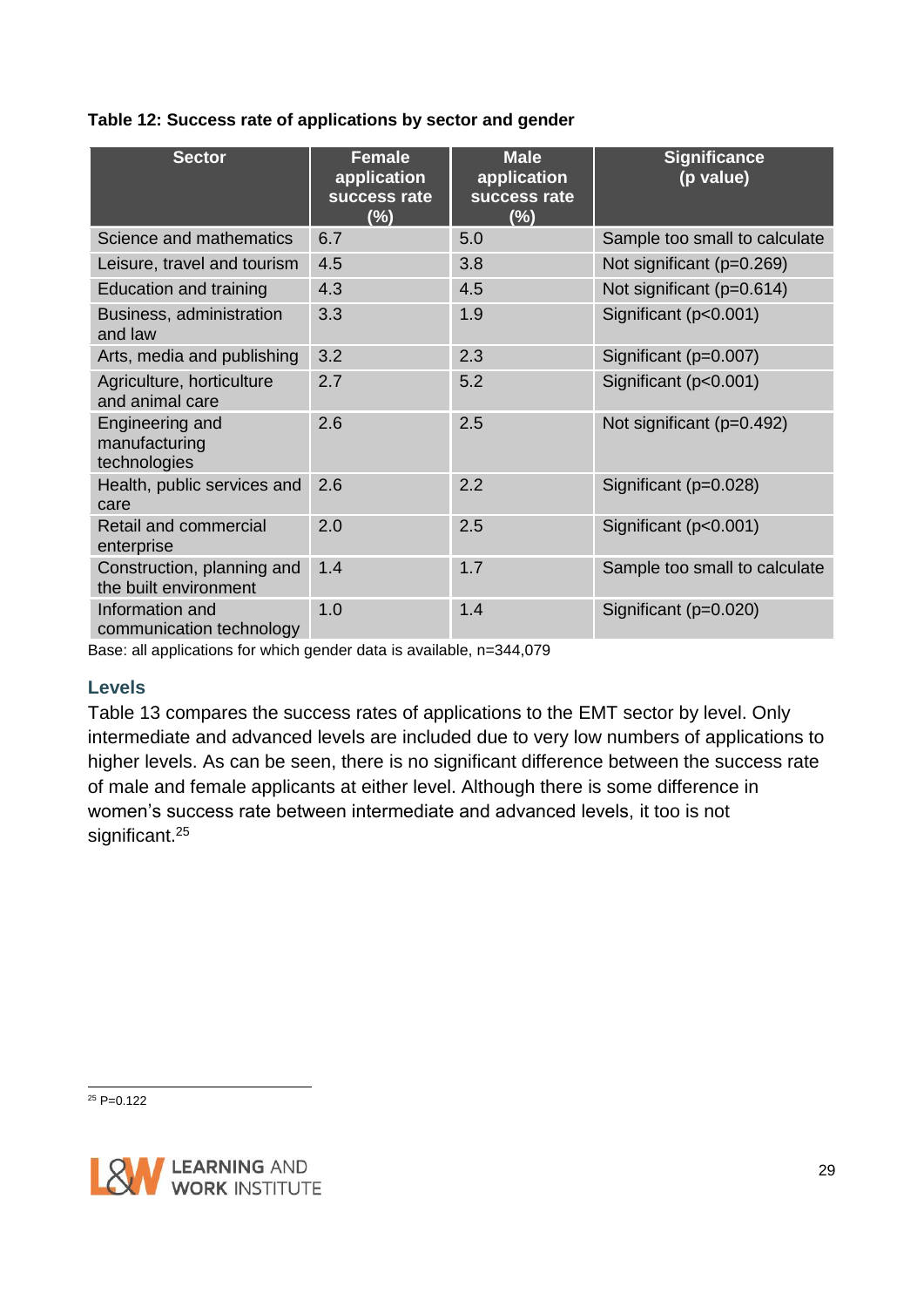**Table 12: Success rate of applications by sector and gender**

| Sector | Female application success rate (%) | Male application success rate (%) | Significance (p value) |
|---|---|---|---|
| Science and mathematics | 6.7 | 5.0 | Sample too small to calculate |
| Leisure, travel and tourism | 4.5 | 3.8 | Not significant (p=0.269) |
| Education and training | 4.3 | 4.5 | Not significant (p=0.614) |
| Business, administration and law | 3.3 | 1.9 | Significant (p<0.001) |
| Arts, media and publishing | 3.2 | 2.3 | Significant (p=0.007) |
| Agriculture, horticulture and animal care | 2.7 | 5.2 | Significant (p<0.001) |
| Engineering and manufacturing technologies | 2.6 | 2.5 | Not significant (p=0.492) |
| Health, public services and care | 2.6 | 2.2 | Significant (p=0.028) |
| Retail and commercial enterprise | 2.0 | 2.5 | Significant (p<0.001) |
| Construction, planning and the built environment | 1.4 | 1.7 | Sample too small to calculate |
| Information and communication technology | 1.0 | 1.4 | Significant (p=0.020) |

Base: all applications for which gender data is available, n=344,079

### Levels

Table 13 compares the success rates of applications to the EMT sector by level. Only intermediate and advanced levels are included due to very low numbers of applications to higher levels. As can be seen, there is no significant difference between the success rate of male and female applicants at either level. Although there is some difference in women's success rate between intermediate and advanced levels, it too is not significant.[25]

[25] P=0.122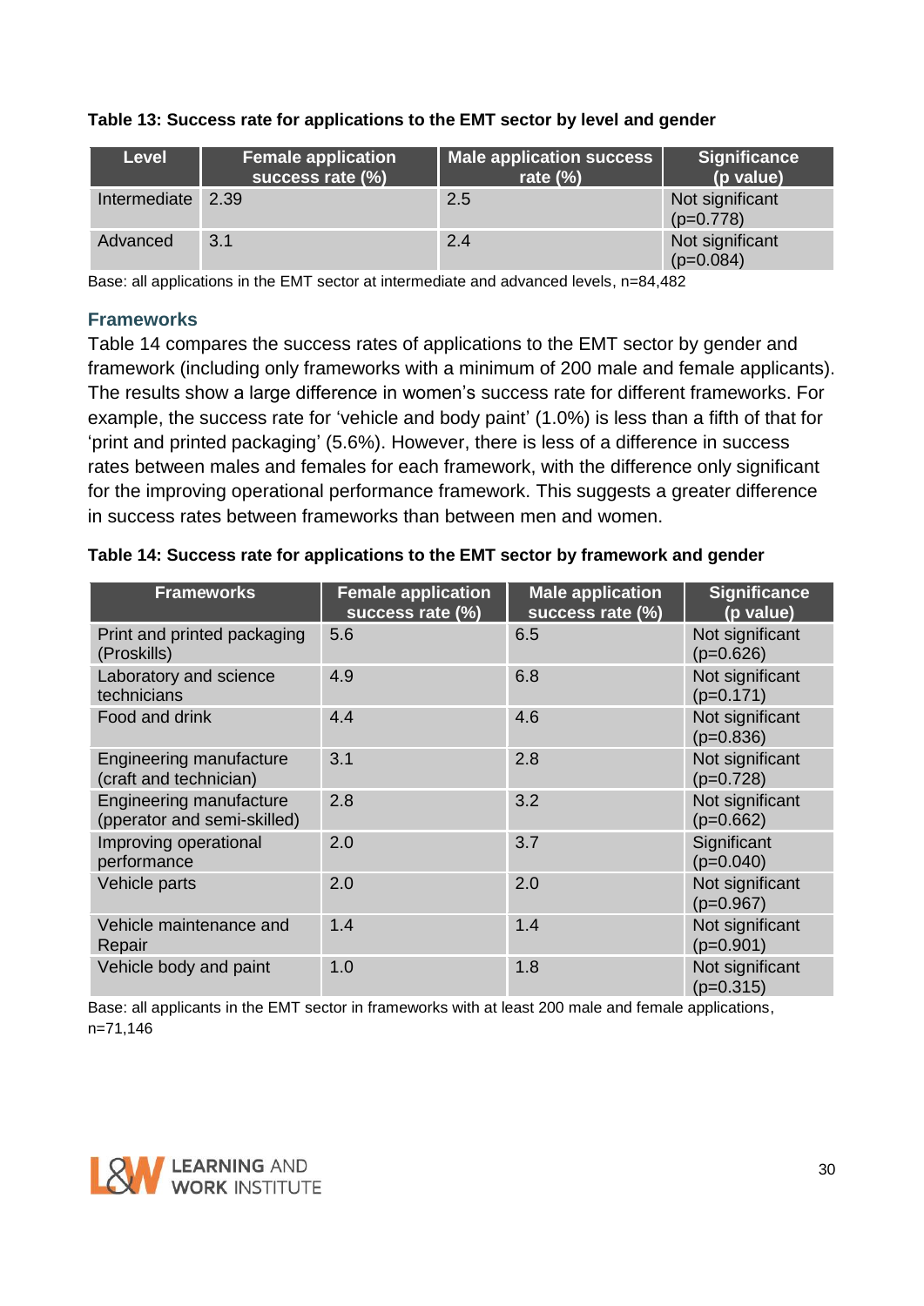**Table 13: Success rate for applications to the EMT sector by level and gender**

| Level | Female application success rate (%) | Male application success rate (%) | Significance (p value) |
|---|---|---|---|
| Intermediate | 2.39 | 2.5 | Not significant (p=0.778) |
| Advanced | 3.1 | 2.4 | Not significant (p=0.084) |

Base: all applications in the EMT sector at intermediate and advanced levels, n=84,482

### Frameworks

Table 14 compares the success rates of applications to the EMT sector by gender and framework (including only frameworks with a minimum of 200 male and female applicants). The results show a large difference in women's success rate for different frameworks. For example, the success rate for 'vehicle and body paint' (1.0%) is less than a fifth of that for 'print and printed packaging' (5.6%). However, there is less of a difference in success rates between males and females for each framework, with the difference only significant for the improving operational performance framework. This suggests a greater difference in success rates between frameworks than between men and women.

**Table 14: Success rate for applications to the EMT sector by framework and gender**

| Frameworks | Female application success rate (%) | Male application success rate (%) | Significance (p value) |
|---|---|---|---|
| Print and printed packaging (Proskills) | 5.6 | 6.5 | Not significant (p=0.626) |
| Laboratory and science technicians | 4.9 | 6.8 | Not significant (p=0.171) |
| Food and drink | 4.4 | 4.6 | Not significant (p=0.836) |
| Engineering manufacture (craft and technician) | 3.1 | 2.8 | Not significant (p=0.728) |
| Engineering manufacture (pperator and semi-skilled) | 2.8 | 3.2 | Not significant (p=0.662) |
| Improving operational performance | 2.0 | 3.7 | Significant (p=0.040) |
| Vehicle parts | 2.0 | 2.0 | Not significant (p=0.967) |
| Vehicle maintenance and Repair | 1.4 | 1.4 | Not significant (p=0.901) |
| Vehicle body and paint | 1.0 | 1.8 | Not significant (p=0.315) |

Base: all applicants in the EMT sector in frameworks with at least 200 male and female applications, n=71,146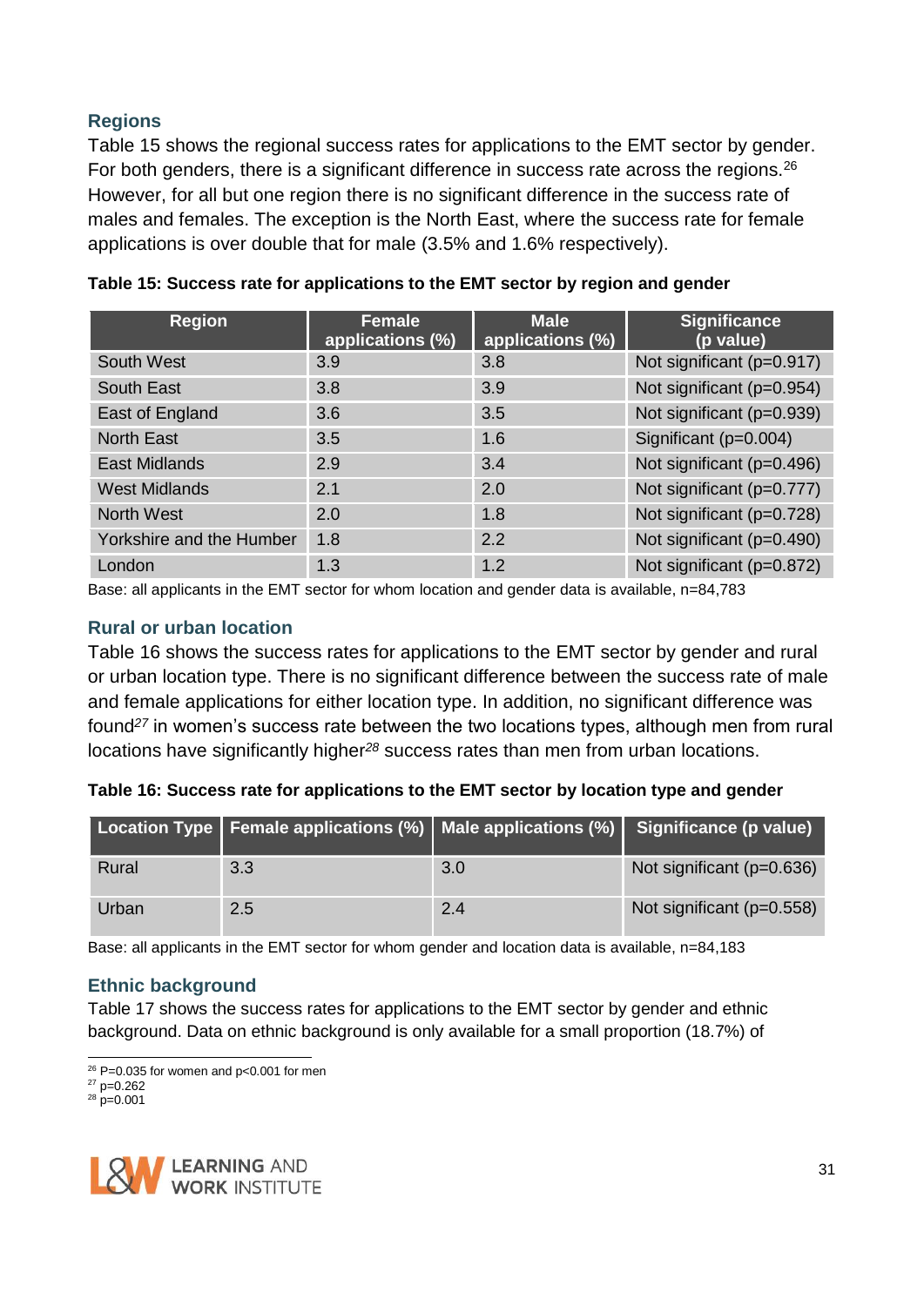## Regions

Table 15 shows the regional success rates for applications to the EMT sector by gender. For both genders, there is a significant difference in success rate across the regions.[26] However, for all but one region there is no significant difference in the success rate of males and females. The exception is the North East, where the success rate for female applications is over double that for male (3.5% and 1.6% respectively).

**Table 15: Success rate for applications to the EMT sector by region and gender**

| Region | Female applications (%) | Male applications (%) | Significance (p value) |
|---|---|---|---|
| South West | 3.9 | 3.8 | Not significant (p=0.917) |
| South East | 3.8 | 3.9 | Not significant (p=0.954) |
| East of England | 3.6 | 3.5 | Not significant (p=0.939) |
| North East | 3.5 | 1.6 | Significant (p=0.004) |
| East Midlands | 2.9 | 3.4 | Not significant (p=0.496) |
| West Midlands | 2.1 | 2.0 | Not significant (p=0.777) |
| North West | 2.0 | 1.8 | Not significant (p=0.728) |
| Yorkshire and the Humber | 1.8 | 2.2 | Not significant (p=0.490) |
| London | 1.3 | 1.2 | Not significant (p=0.872) |

Base: all applicants in the EMT sector for whom location and gender data is available, n=84,783

## Rural or urban location

Table 16 shows the success rates for applications to the EMT sector by gender and rural or urban location type. There is no significant difference between the success rate of male and female applications for either location type. In addition, no significant difference was found[27] in women's success rate between the two locations types, although men from rural locations have significantly higher[28] success rates than men from urban locations.

**Table 16: Success rate for applications to the EMT sector by location type and gender**

| Location Type | Female applications (%) | Male applications (%) | Significance (p value) |
|---|---|---|---|
| Rural | 3.3 | 3.0 | Not significant (p=0.636) |
| Urban | 2.5 | 2.4 | Not significant (p=0.558) |

Base: all applicants in the EMT sector for whom gender and location data is available, n=84,183

## Ethnic background

Table 17 shows the success rates for applications to the EMT sector by gender and ethnic background. Data on ethnic background is only available for a small proportion (18.7%) of

[26] P=0.035 for women and p<0.001 for men
[27] p=0.262
[28] p=0.001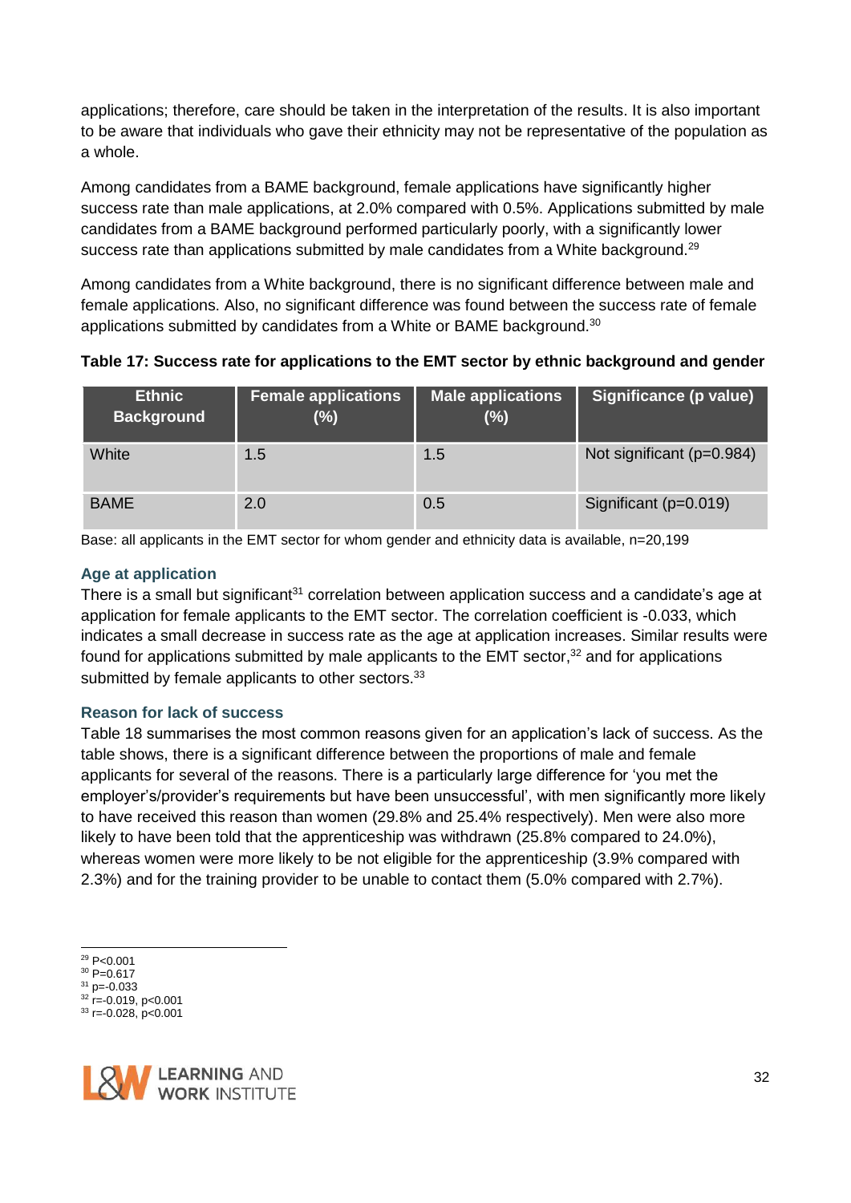applications; therefore, care should be taken in the interpretation of the results. It is also important to be aware that individuals who gave their ethnicity may not be representative of the population as a whole.

Among candidates from a BAME background, female applications have significantly higher success rate than male applications, at 2.0% compared with 0.5%. Applications submitted by male candidates from a BAME background performed particularly poorly, with a significantly lower success rate than applications submitted by male candidates from a White background.[29]

Among candidates from a White background, there is no significant difference between male and female applications. Also, no significant difference was found between the success rate of female applications submitted by candidates from a White or BAME background.[30]

**Table 17: Success rate for applications to the EMT sector by ethnic background and gender**

| Ethnic Background | Female applications (%) | Male applications (%) | Significance (p value) |
|---|---|---|---|
| White | 1.5 | 1.5 | Not significant (p=0.984) |
| BAME | 2.0 | 0.5 | Significant (p=0.019) |

Base: all applicants in the EMT sector for whom gender and ethnicity data is available, n=20,199

### Age at application

There is a small but significant[31] correlation between application success and a candidate's age at application for female applicants to the EMT sector. The correlation coefficient is -0.033, which indicates a small decrease in success rate as the age at application increases. Similar results were found for applications submitted by male applicants to the EMT sector,[32] and for applications submitted by female applicants to other sectors.[33]

### Reason for lack of success

Table 18 summarises the most common reasons given for an application's lack of success. As the table shows, there is a significant difference between the proportions of male and female applicants for several of the reasons. There is a particularly large difference for 'you met the employer's/provider's requirements but have been unsuccessful', with men significantly more likely to have received this reason than women (29.8% and 25.4% respectively). Men were also more likely to have been told that the apprenticeship was withdrawn (25.8% compared to 24.0%), whereas women were more likely to be not eligible for the apprenticeship (3.9% compared with 2.3%) and for the training provider to be unable to contact them (5.0% compared with 2.7%).

[29] $P<0.001$
[30] $P=0.617$
[31] $p=-0.033$
[32] $r=-0.019$, $p<0.001$
[33] $r=-0.028$, $p<0.001$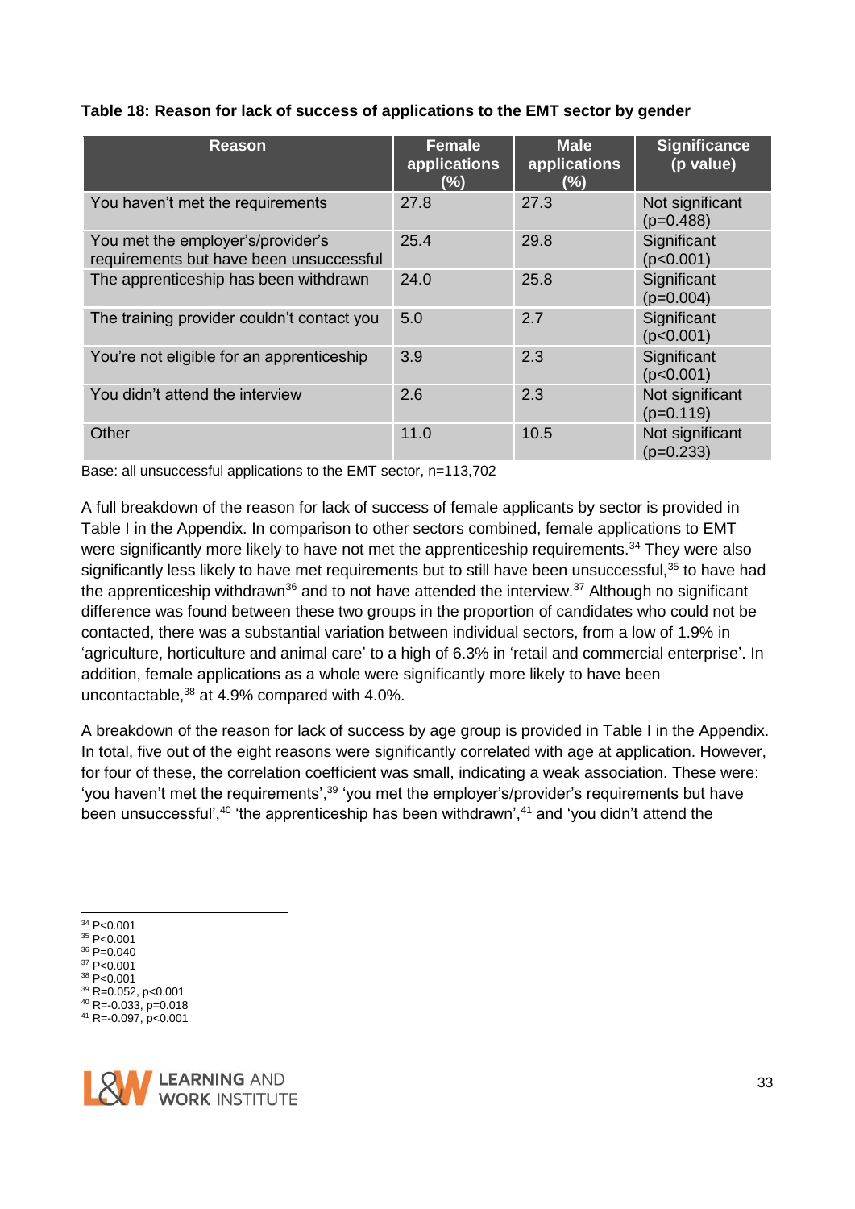**Table 18: Reason for lack of success of applications to the EMT sector by gender**

| Reason | Female applications (%) | Male applications (%) | Significance (p value) |
|---|---|---|---|
| You haven't met the requirements | 27.8 | 27.3 | Not significant (p=0.488) |
| You met the employer's/provider's requirements but have been unsuccessful | 25.4 | 29.8 | Significant (p<0.001) |
| The apprenticeship has been withdrawn | 24.0 | 25.8 | Significant (p=0.004) |
| The training provider couldn't contact you | 5.0 | 2.7 | Significant (p<0.001) |
| You're not eligible for an apprenticeship | 3.9 | 2.3 | Significant (p<0.001) |
| You didn't attend the interview | 2.6 | 2.3 | Not significant (p=0.119) |
| Other | 11.0 | 10.5 | Not significant (p=0.233) |

Base: all unsuccessful applications to the EMT sector, n=113,702

A full breakdown of the reason for lack of success of female applicants by sector is provided in Table I in the Appendix. In comparison to other sectors combined, female applications to EMT were significantly more likely to have not met the apprenticeship requirements.[34] They were also significantly less likely to have met requirements but to still have been unsuccessful,[35] to have had the apprenticeship withdrawn[36] and to not have attended the interview.[37] Although no significant difference was found between these two groups in the proportion of candidates who could not be contacted, there was a substantial variation between individual sectors, from a low of 1.9% in 'agriculture, horticulture and animal care' to a high of 6.3% in 'retail and commercial enterprise'. In addition, female applications as a whole were significantly more likely to have been uncontactable,[38] at 4.9% compared with 4.0%.

A breakdown of the reason for lack of success by age group is provided in Table I in the Appendix. In total, five out of the eight reasons were significantly correlated with age at application. However, for four of these, the correlation coefficient was small, indicating a weak association. These were: 'you haven't met the requirements',[39] 'you met the employer's/provider's requirements but have been unsuccessful',[40] 'the apprenticeship has been withdrawn',[41] and 'you didn't attend the

[34] P<0.001
[35] P<0.001
[36] P=0.040
[37] P<0.001
[38] P<0.001
[39] R=0.052, p<0.001
[40] R=-0.033, p=0.018
[41] R=-0.097, p<0.001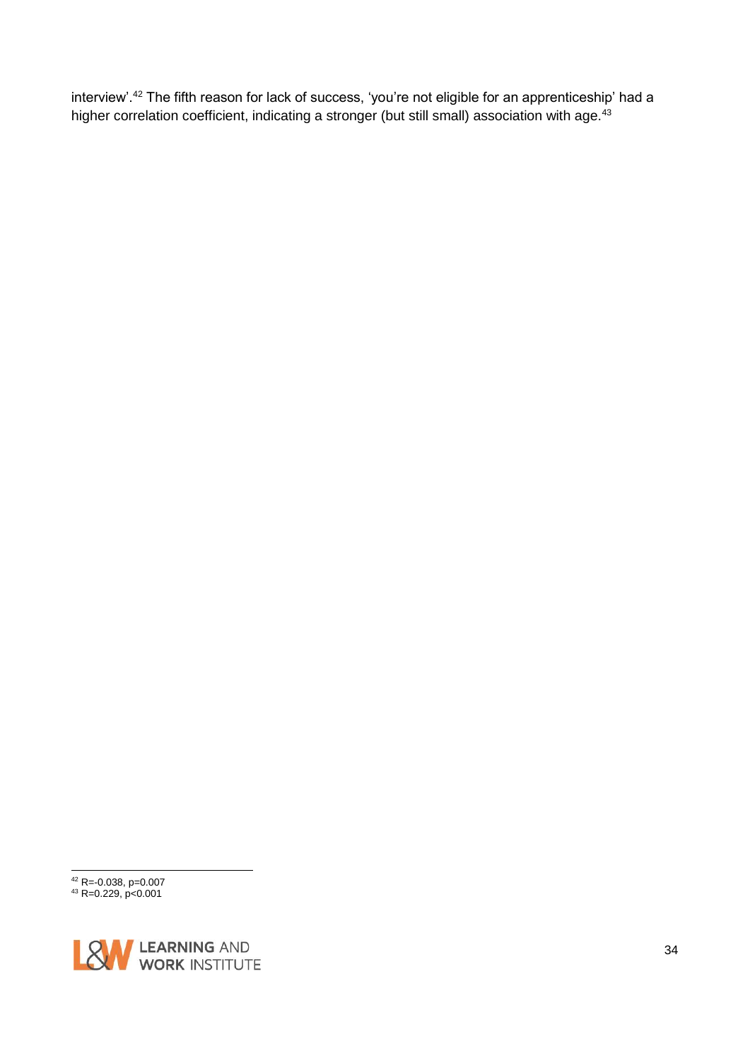interview'.[42] The fifth reason for lack of success, 'you're not eligible for an apprenticeship' had a higher correlation coefficient, indicating a stronger (but still small) association with age.[43]

[42] $R=-0.038$, $p=0.007$
[43] $R=0.229$, $p<0.001$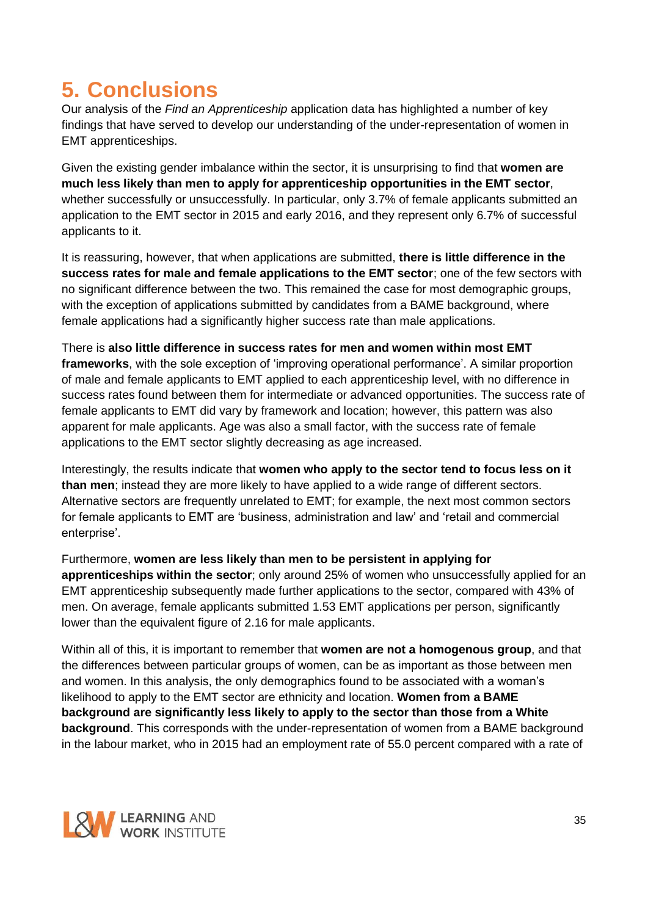# 5. Conclusions

Our analysis of the *Find an Apprenticeship* application data has highlighted a number of key findings that have served to develop our understanding of the under-representation of women in EMT apprenticeships.

Given the existing gender imbalance within the sector, it is unsurprising to find that **women are much less likely than men to apply for apprenticeship opportunities in the EMT sector**, whether successfully or unsuccessfully. In particular, only 3.7% of female applicants submitted an application to the EMT sector in 2015 and early 2016, and they represent only 6.7% of successful applicants to it.

It is reassuring, however, that when applications are submitted, **there is little difference in the success rates for male and female applications to the EMT sector**; one of the few sectors with no significant difference between the two. This remained the case for most demographic groups, with the exception of applications submitted by candidates from a BAME background, where female applications had a significantly higher success rate than male applications.

There is **also little difference in success rates for men and women within most EMT frameworks**, with the sole exception of 'improving operational performance'. A similar proportion of male and female applicants to EMT applied to each apprenticeship level, with no difference in success rates found between them for intermediate or advanced opportunities. The success rate of female applicants to EMT did vary by framework and location; however, this pattern was also apparent for male applicants. Age was also a small factor, with the success rate of female applications to the EMT sector slightly decreasing as age increased.

Interestingly, the results indicate that **women who apply to the sector tend to focus less on it than men**; instead they are more likely to have applied to a wide range of different sectors. Alternative sectors are frequently unrelated to EMT; for example, the next most common sectors for female applicants to EMT are 'business, administration and law' and 'retail and commercial enterprise'.

Furthermore, **women are less likely than men to be persistent in applying for apprenticeships within the sector**; only around 25% of women who unsuccessfully applied for an EMT apprenticeship subsequently made further applications to the sector, compared with 43% of men. On average, female applicants submitted 1.53 EMT applications per person, significantly lower than the equivalent figure of 2.16 for male applicants.

Within all of this, it is important to remember that **women are not a homogenous group**, and that the differences between particular groups of women, can be as important as those between men and women. In this analysis, the only demographics found to be associated with a woman's likelihood to apply to the EMT sector are ethnicity and location. **Women from a BAME background are significantly less likely to apply to the sector than those from a White background**. This corresponds with the under-representation of women from a BAME background in the labour market, who in 2015 had an employment rate of 55.0 percent compared with a rate of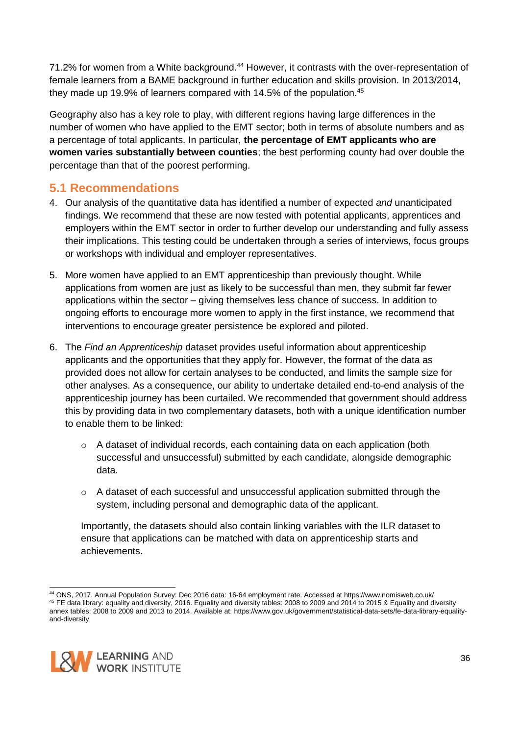71.2% for women from a White background.[44] However, it contrasts with the over-representation of female learners from a BAME background in further education and skills provision. In 2013/2014, they made up 19.9% of learners compared with 14.5% of the population.[45]

Geography also has a key role to play, with different regions having large differences in the number of women who have applied to the EMT sector; both in terms of absolute numbers and as a percentage of total applicants. In particular, **the percentage of EMT applicants who are women varies substantially between counties**; the best performing county had over double the percentage than that of the poorest performing.

## 5.1 Recommendations

4. Our analysis of the quantitative data has identified a number of expected *and* unanticipated findings. We recommend that these are now tested with potential applicants, apprentices and employers within the EMT sector in order to further develop our understanding and fully assess their implications. This testing could be undertaken through a series of interviews, focus groups or workshops with individual and employer representatives.

5. More women have applied to an EMT apprenticeship than previously thought. While applications from women are just as likely to be successful than men, they submit far fewer applications within the sector – giving themselves less chance of success. In addition to ongoing efforts to encourage more women to apply in the first instance, we recommend that interventions to encourage greater persistence be explored and piloted.

6. The *Find an Apprenticeship* dataset provides useful information about apprenticeship applicants and the opportunities that they apply for. However, the format of the data as provided does not allow for certain analyses to be conducted, and limits the sample size for other analyses. As a consequence, our ability to undertake detailed end-to-end analysis of the apprenticeship journey has been curtailed. We recommended that government should address this by providing data in two complementary datasets, both with a unique identification number to enable them to be linked:

    - A dataset of individual records, each containing data on each application (both successful and unsuccessful) submitted by each candidate, alongside demographic data.
    - A dataset of each successful and unsuccessful application submitted through the system, including personal and demographic data of the applicant.

    Importantly, the datasets should also contain linking variables with the ILR dataset to ensure that applications can be matched with data on apprenticeship starts and achievements.

[44] ONS, 2017. Annual Population Survey: Dec 2016 data: 16-64 employment rate. Accessed at https://www.nomisweb.co.uk/

[45] FE data library: equality and diversity, 2016. Equality and diversity tables: 2008 to 2009 and 2014 to 2015 & Equality and diversity annex tables: 2008 to 2009 and 2013 to 2014. Available at: https://www.gov.uk/government/statistical-data-sets/fe-data-library-equality-and-diversity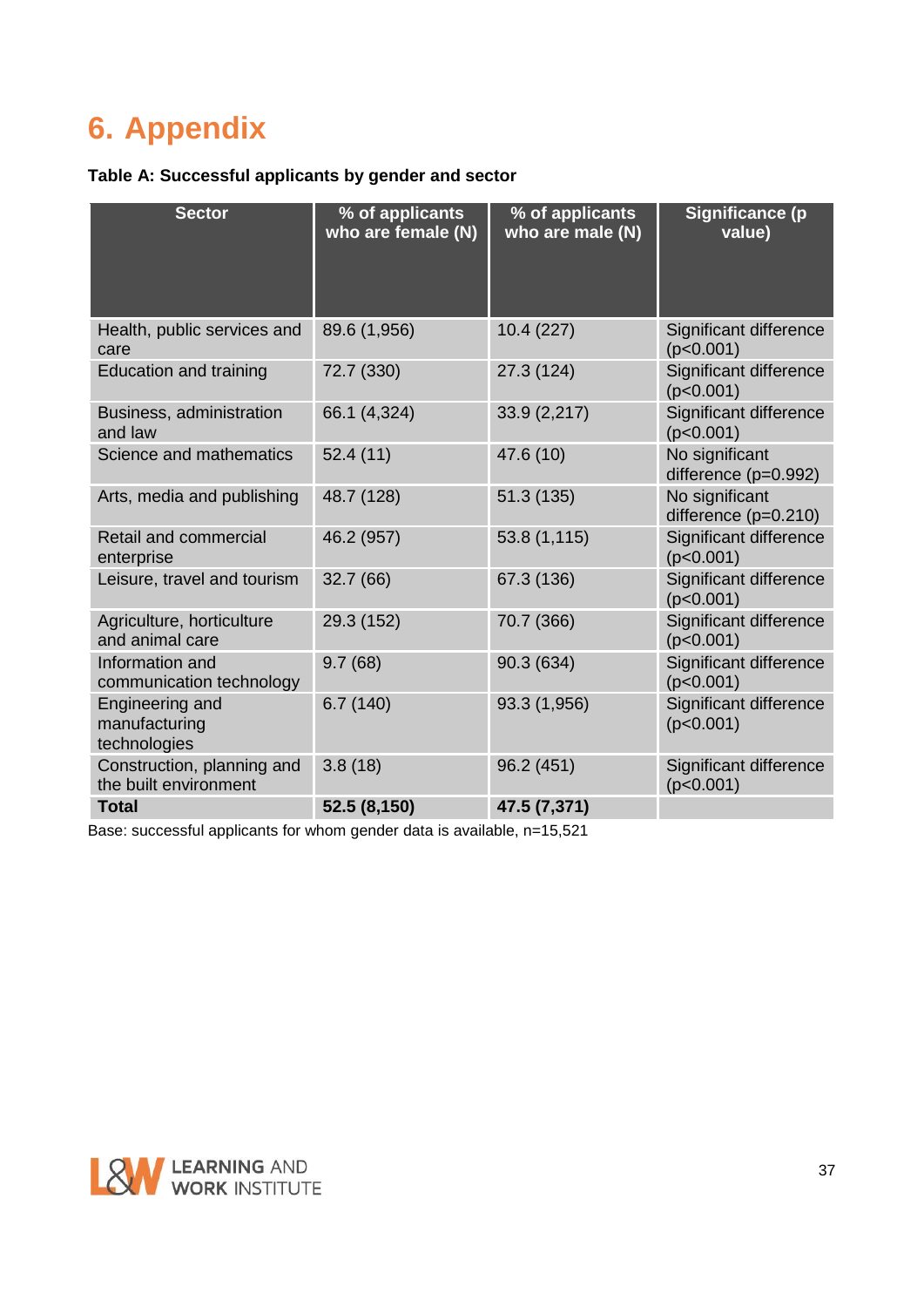# 6. Appendix

**Table A: Successful applicants by gender and sector**

| Sector | % of applicants who are female (N) | % of applicants who are male (N) | Significance (p value) |
|---|---|---|---|
| Health, public services and care | 89.6 (1,956) | 10.4 (227) | Significant difference (p<0.001) |
| Education and training | 72.7 (330) | 27.3 (124) | Significant difference (p<0.001) |
| Business, administration and law | 66.1 (4,324) | 33.9 (2,217) | Significant difference (p<0.001) |
| Science and mathematics | 52.4 (11) | 47.6 (10) | No significant difference (p=0.992) |
| Arts, media and publishing | 48.7 (128) | 51.3 (135) | No significant difference (p=0.210) |
| Retail and commercial enterprise | 46.2 (957) | 53.8 (1,115) | Significant difference (p<0.001) |
| Leisure, travel and tourism | 32.7 (66) | 67.3 (136) | Significant difference (p<0.001) |
| Agriculture, horticulture and animal care | 29.3 (152) | 70.7 (366) | Significant difference (p<0.001) |
| Information and communication technology | 9.7 (68) | 90.3 (634) | Significant difference (p<0.001) |
| Engineering and manufacturing technologies | 6.7 (140) | 93.3 (1,956) | Significant difference (p<0.001) |
| Construction, planning and the built environment | 3.8 (18) | 96.2 (451) | Significant difference (p<0.001) |
| **Total** | **52.5 (8,150)** | **47.5 (7,371)** | |

Base: successful applicants for whom gender data is available, n=15,521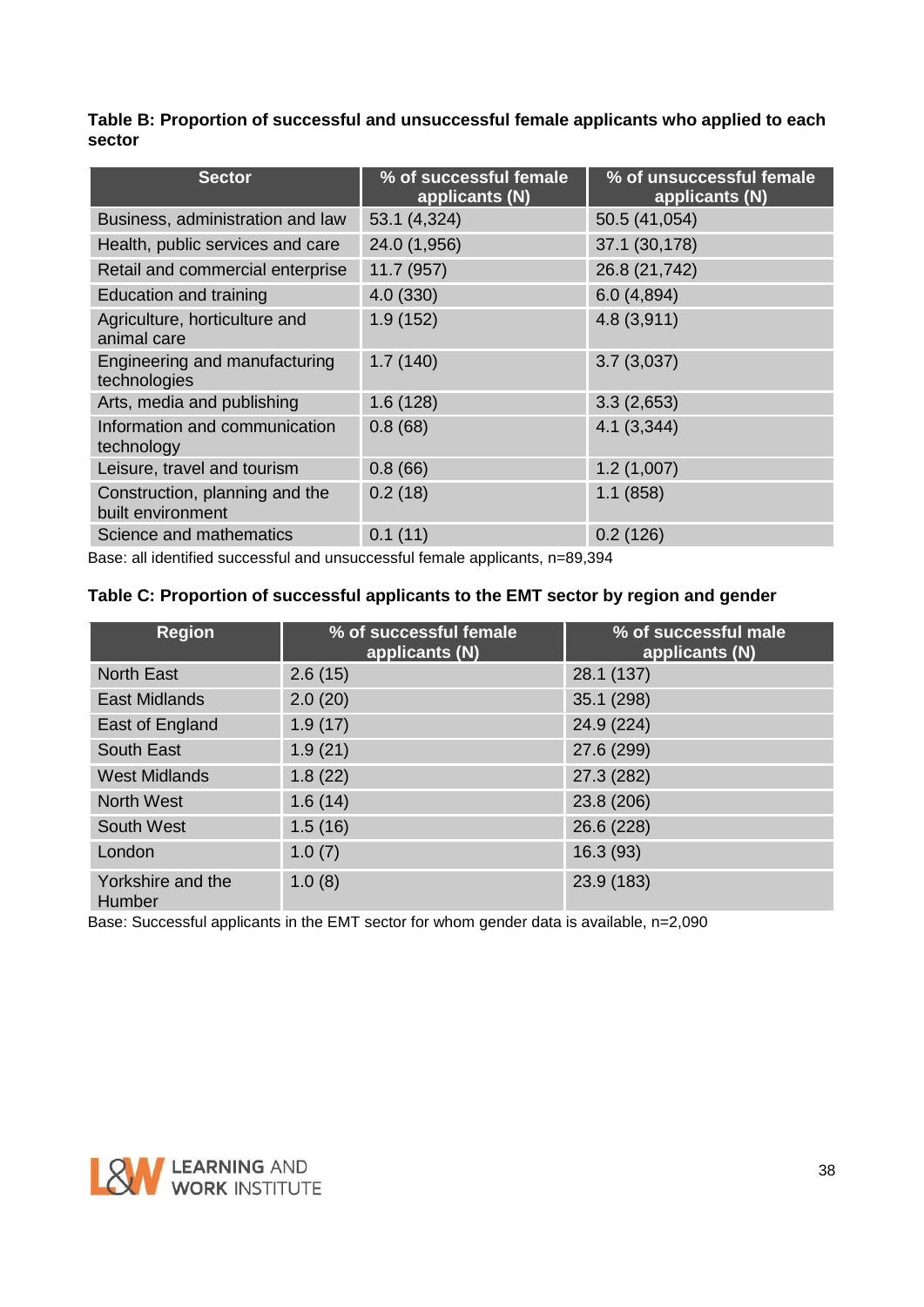**Table B: Proportion of successful and unsuccessful female applicants who applied to each sector**

| Sector | % of successful female applicants (N) | % of unsuccessful female applicants (N) |
|---|---|---|
| Business, administration and law | 53.1 (4,324) | 50.5 (41,054) |
| Health, public services and care | 24.0 (1,956) | 37.1 (30,178) |
| Retail and commercial enterprise | 11.7 (957) | 26.8 (21,742) |
| Education and training | 4.0 (330) | 6.0 (4,894) |
| Agriculture, horticulture and animal care | 1.9 (152) | 4.8 (3,911) |
| Engineering and manufacturing technologies | 1.7 (140) | 3.7 (3,037) |
| Arts, media and publishing | 1.6 (128) | 3.3 (2,653) |
| Information and communication technology | 0.8 (68) | 4.1 (3,344) |
| Leisure, travel and tourism | 0.8 (66) | 1.2 (1,007) |
| Construction, planning and the built environment | 0.2 (18) | 1.1 (858) |
| Science and mathematics | 0.1 (11) | 0.2 (126) |

Base: all identified successful and unsuccessful female applicants, n=89,394

**Table C: Proportion of successful applicants to the EMT sector by region and gender**

| Region | % of successful female applicants (N) | % of successful male applicants (N) |
|---|---|---|
| North East | 2.6 (15) | 28.1 (137) |
| East Midlands | 2.0 (20) | 35.1 (298) |
| East of England | 1.9 (17) | 24.9 (224) |
| South East | 1.9 (21) | 27.6 (299) |
| West Midlands | 1.8 (22) | 27.3 (282) |
| North West | 1.6 (14) | 23.8 (206) |
| South West | 1.5 (16) | 26.6 (228) |
| London | 1.0 (7) | 16.3 (93) |
| Yorkshire and the Humber | 1.0 (8) | 23.9 (183) |

Base: Successful applicants in the EMT sector for whom gender data is available, n=2,090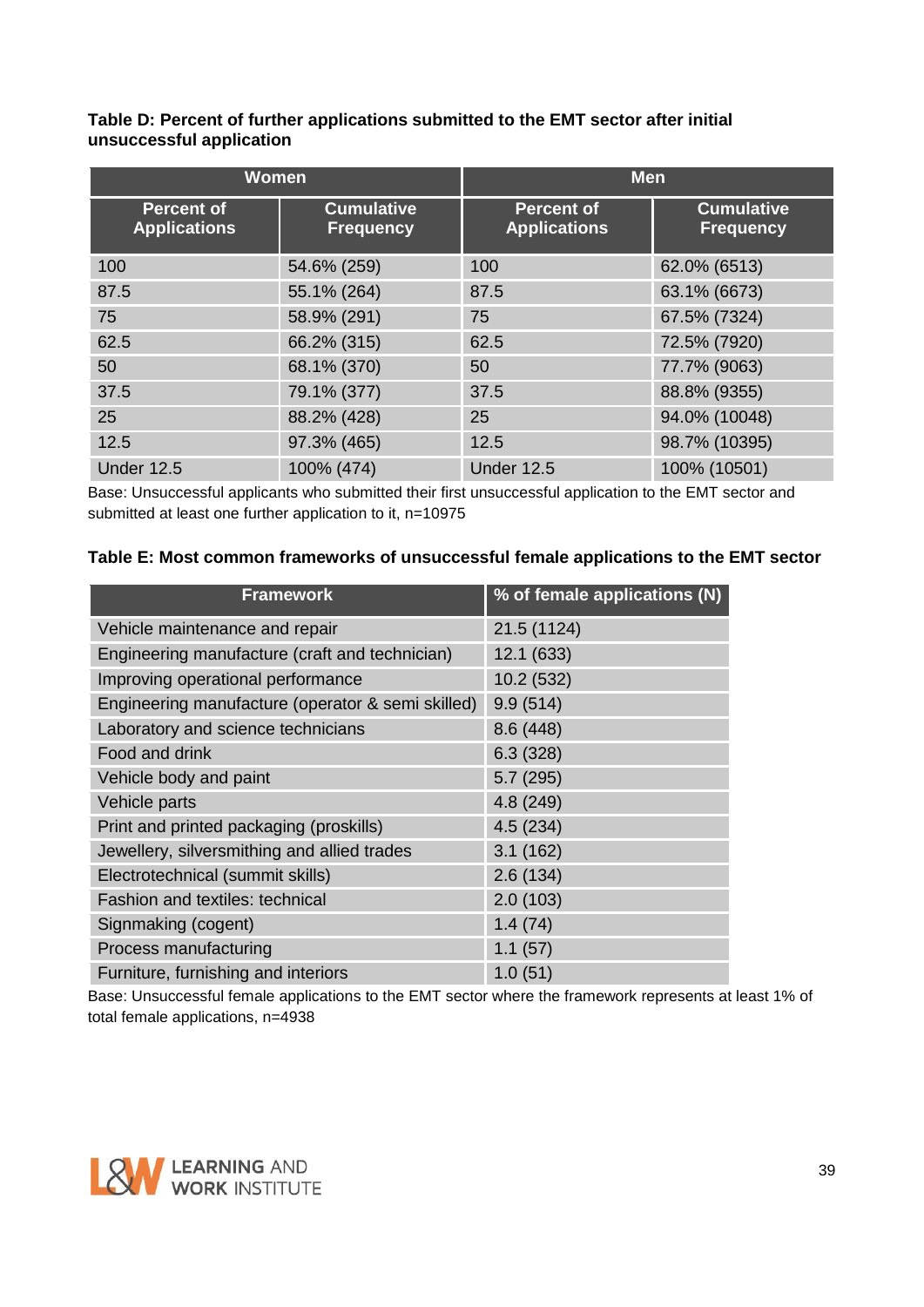**Table D: Percent of further applications submitted to the EMT sector after initial unsuccessful application**

| Women | | Men | |
|---|---|---|---|
| **Percent of Applications** | **Cumulative Frequency** | **Percent of Applications** | **Cumulative Frequency** |
| 100 | 54.6% (259) | 100 | 62.0% (6513) |
| 87.5 | 55.1% (264) | 87.5 | 63.1% (6673) |
| 75 | 58.9% (291) | 75 | 67.5% (7324) |
| 62.5 | 66.2% (315) | 62.5 | 72.5% (7920) |
| 50 | 68.1% (370) | 50 | 77.7% (9063) |
| 37.5 | 79.1% (377) | 37.5 | 88.8% (9355) |
| 25 | 88.2% (428) | 25 | 94.0% (10048) |
| 12.5 | 97.3% (465) | 12.5 | 98.7% (10395) |
| Under 12.5 | 100% (474) | Under 12.5 | 100% (10501) |

Base: Unsuccessful applicants who submitted their first unsuccessful application to the EMT sector and submitted at least one further application to it, n=10975

**Table E: Most common frameworks of unsuccessful female applications to the EMT sector**

| Framework | % of female applications (N) |
|---|---|
| Vehicle maintenance and repair | 21.5 (1124) |
| Engineering manufacture (craft and technician) | 12.1 (633) |
| Improving operational performance | 10.2 (532) |
| Engineering manufacture (operator & semi skilled) | 9.9 (514) |
| Laboratory and science technicians | 8.6 (448) |
| Food and drink | 6.3 (328) |
| Vehicle body and paint | 5.7 (295) |
| Vehicle parts | 4.8 (249) |
| Print and printed packaging (proskills) | 4.5 (234) |
| Jewellery, silversmithing and allied trades | 3.1 (162) |
| Electrotechnical (summit skills) | 2.6 (134) |
| Fashion and textiles: technical | 2.0 (103) |
| Signmaking (cogent) | 1.4 (74) |
| Process manufacturing | 1.1 (57) |
| Furniture, furnishing and interiors | 1.0 (51) |

Base: Unsuccessful female applications to the EMT sector where the framework represents at least 1% of total female applications, n=4938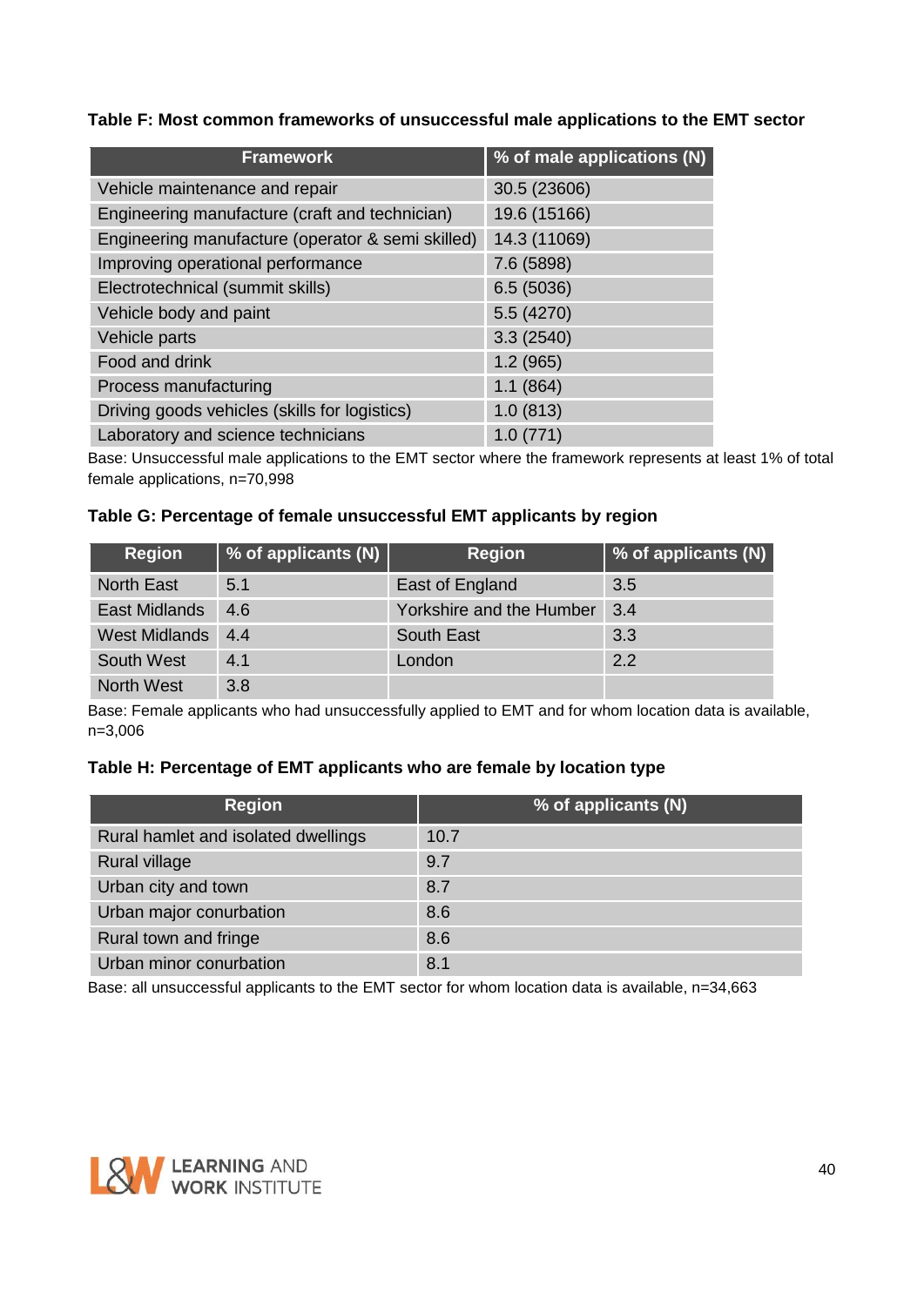**Table F: Most common frameworks of unsuccessful male applications to the EMT sector**

| Framework | % of male applications (N) |
|---|---|
| Vehicle maintenance and repair | 30.5 (23606) |
| Engineering manufacture (craft and technician) | 19.6 (15166) |
| Engineering manufacture (operator & semi skilled) | 14.3 (11069) |
| Improving operational performance | 7.6 (5898) |
| Electrotechnical (summit skills) | 6.5 (5036) |
| Vehicle body and paint | 5.5 (4270) |
| Vehicle parts | 3.3 (2540) |
| Food and drink | 1.2 (965) |
| Process manufacturing | 1.1 (864) |
| Driving goods vehicles (skills for logistics) | 1.0 (813) |
| Laboratory and science technicians | 1.0 (771) |

Base: Unsuccessful male applications to the EMT sector where the framework represents at least 1% of total female applications, n=70,998

**Table G: Percentage of female unsuccessful EMT applicants by region**

| Region | % of applicants (N) | Region | % of applicants (N) |
|---|---|---|---|
| North East | 5.1 | East of England | 3.5 |
| East Midlands | 4.6 | Yorkshire and the Humber | 3.4 |
| West Midlands | 4.4 | South East | 3.3 |
| South West | 4.1 | London | 2.2 |
| North West | 3.8 | | |

Base: Female applicants who had unsuccessfully applied to EMT and for whom location data is available, n=3,006

**Table H: Percentage of EMT applicants who are female by location type**

| Region | % of applicants (N) |
|---|---|
| Rural hamlet and isolated dwellings | 10.7 |
| Rural village | 9.7 |
| Urban city and town | 8.7 |
| Urban major conurbation | 8.6 |
| Rural town and fringe | 8.6 |
| Urban minor conurbation | 8.1 |

Base: all unsuccessful applicants to the EMT sector for whom location data is available, n=34,663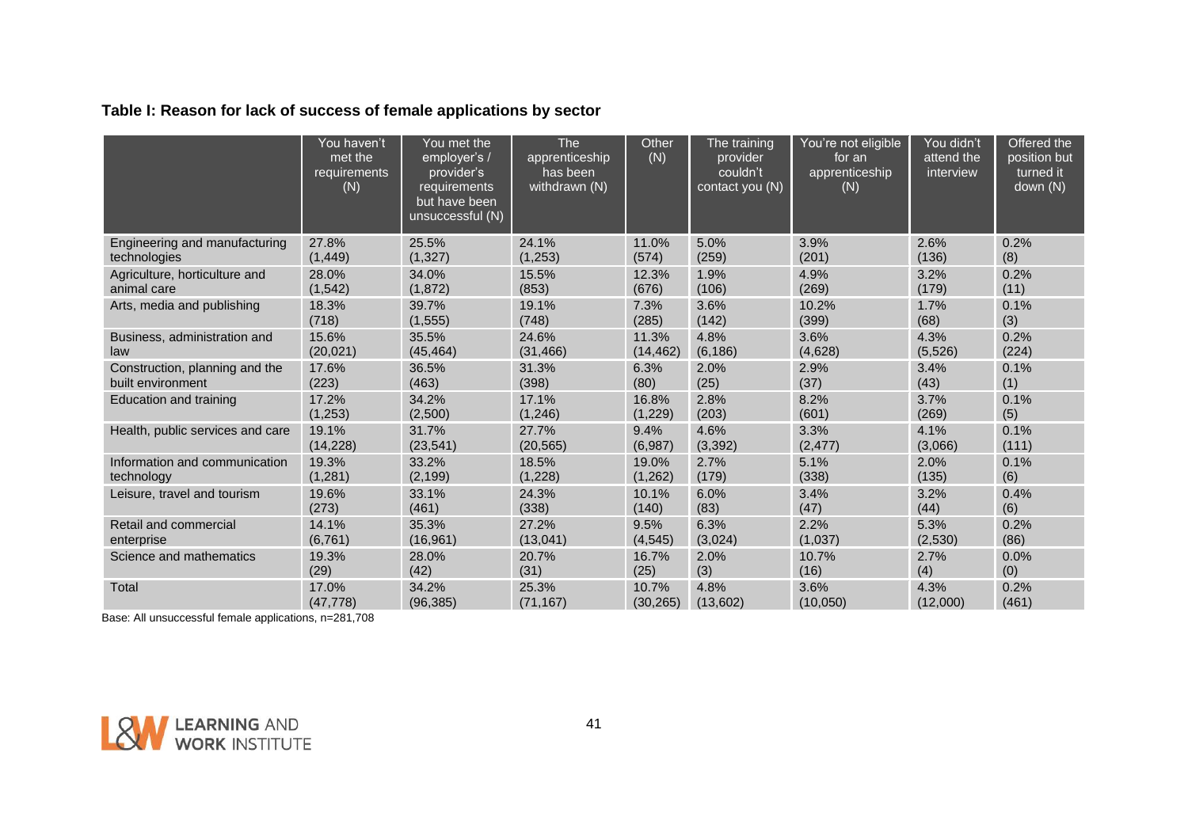**Table I: Reason for lack of success of female applications by sector**

| | You haven't met the requirements (N) | You met the employer's / provider's requirements but have been unsuccessful (N) | The apprenticeship has been withdrawn (N) | Other (N) | The training provider couldn't contact you (N) | You're not eligible for an apprenticeship (N) | You didn't attend the interview | Offered the position but turned it down (N) |
|---|---|---|---|---|---|---|---|---|
| Engineering and manufacturing technologies | 27.8% (1,449) | 25.5% (1,327) | 24.1% (1,253) | 11.0% (574) | 5.0% (259) | 3.9% (201) | 2.6% (136) | 0.2% (8) |
| Agriculture, horticulture and animal care | 28.0% (1,542) | 34.0% (1,872) | 15.5% (853) | 12.3% (676) | 1.9% (106) | 4.9% (269) | 3.2% (179) | 0.2% (11) |
| Arts, media and publishing | 18.3% (718) | 39.7% (1,555) | 19.1% (748) | 7.3% (285) | 3.6% (142) | 10.2% (399) | 1.7% (68) | 0.1% (3) |
| Business, administration and law | 15.6% (20,021) | 35.5% (45,464) | 24.6% (31,466) | 11.3% (14,462) | 4.8% (6,186) | 3.6% (4,628) | 4.3% (5,526) | 0.2% (224) |
| Construction, planning and the built environment | 17.6% (223) | 36.5% (463) | 31.3% (398) | 6.3% (80) | 2.0% (25) | 2.9% (37) | 3.4% (43) | 0.1% (1) |
| Education and training | 17.2% (1,253) | 34.2% (2,500) | 17.1% (1,246) | 16.8% (1,229) | 2.8% (203) | 8.2% (601) | 3.7% (269) | 0.1% (5) |
| Health, public services and care | 19.1% (14,228) | 31.7% (23,541) | 27.7% (20,565) | 9.4% (6,987) | 4.6% (3,392) | 3.3% (2,477) | 4.1% (3,066) | 0.1% (111) |
| Information and communication technology | 19.3% (1,281) | 33.2% (2,199) | 18.5% (1,228) | 19.0% (1,262) | 2.7% (179) | 5.1% (338) | 2.0% (135) | 0.1% (6) |
| Leisure, travel and tourism | 19.6% (273) | 33.1% (461) | 24.3% (338) | 10.1% (140) | 6.0% (83) | 3.4% (47) | 3.2% (44) | 0.4% (6) |
| Retail and commercial enterprise | 14.1% (6,761) | 35.3% (16,961) | 27.2% (13,041) | 9.5% (4,545) | 6.3% (3,024) | 2.2% (1,037) | 5.3% (2,530) | 0.2% (86) |
| Science and mathematics | 19.3% (29) | 28.0% (42) | 20.7% (31) | 16.7% (25) | 2.0% (3) | 10.7% (16) | 2.7% (4) | 0.0% (0) |
| Total | 17.0% (47,778) | 34.2% (96,385) | 25.3% (71,167) | 10.7% (30,265) | 4.8% (13,602) | 3.6% (10,050) | 4.3% (12,000) | 0.2% (461) |

Base: All unsuccessful female applications, n=281,708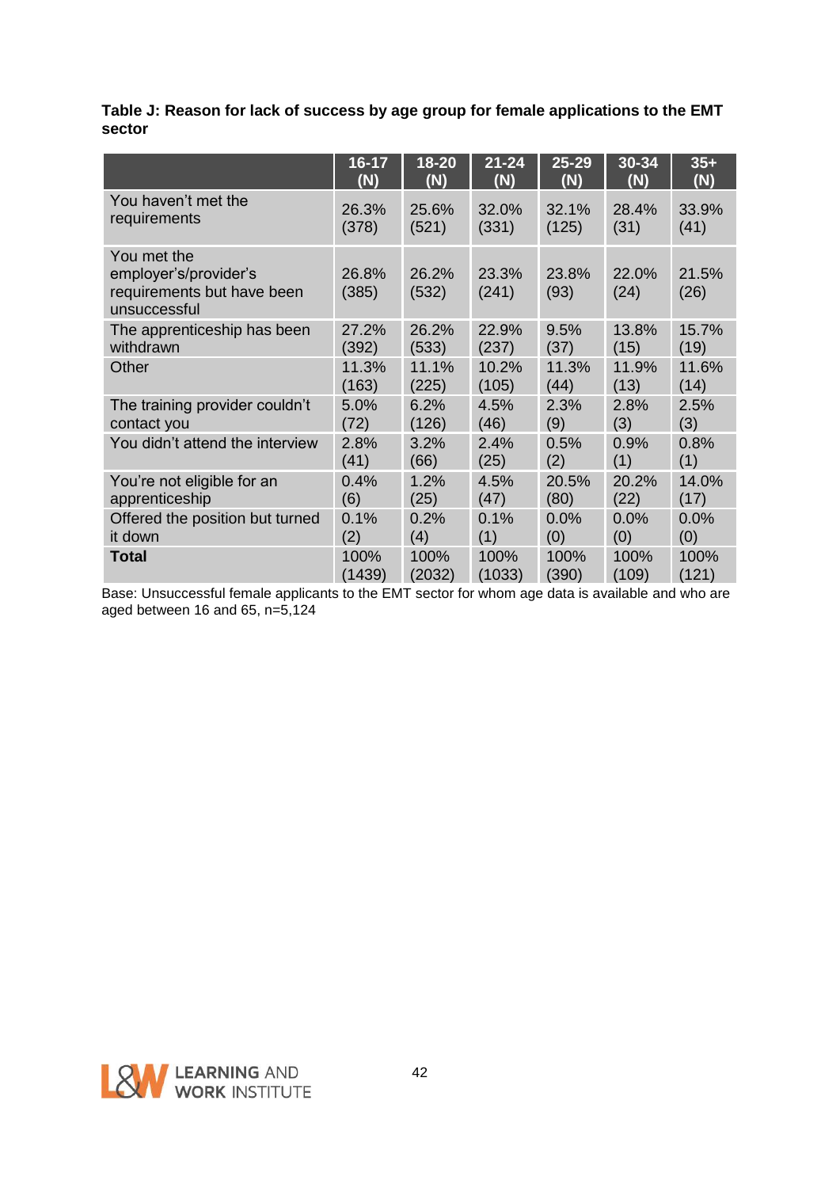**Table J: Reason for lack of success by age group for female applications to the EMT sector**

| | 16-17 (N) | 18-20 (N) | 21-24 (N) | 25-29 (N) | 30-34 (N) | 35+ (N) |
|---|---|---|---|---|---|---|
| You haven't met the requirements | 26.3% (378) | 25.6% (521) | 32.0% (331) | 32.1% (125) | 28.4% (31) | 33.9% (41) |
| You met the employer's/provider's requirements but have been unsuccessful | 26.8% (385) | 26.2% (532) | 23.3% (241) | 23.8% (93) | 22.0% (24) | 21.5% (26) |
| The apprenticeship has been withdrawn | 27.2% (392) | 26.2% (533) | 22.9% (237) | 9.5% (37) | 13.8% (15) | 15.7% (19) |
| Other | 11.3% (163) | 11.1% (225) | 10.2% (105) | 11.3% (44) | 11.9% (13) | 11.6% (14) |
| The training provider couldn't contact you | 5.0% (72) | 6.2% (126) | 4.5% (46) | 2.3% (9) | 2.8% (3) | 2.5% (3) |
| You didn't attend the interview | 2.8% (41) | 3.2% (66) | 2.4% (25) | 0.5% (2) | 0.9% (1) | 0.8% (1) |
| You're not eligible for an apprenticeship | 0.4% (6) | 1.2% (25) | 4.5% (47) | 20.5% (80) | 20.2% (22) | 14.0% (17) |
| Offered the position but turned it down | 0.1% (2) | 0.2% (4) | 0.1% (1) | 0.0% (0) | 0.0% (0) | 0.0% (0) |
| **Total** | 100% (1439) | 100% (2032) | 100% (1033) | 100% (390) | 100% (109) | 100% (121) |

Base: Unsuccessful female applicants to the EMT sector for whom age data is available and who are aged between 16 and 65, n=5,124